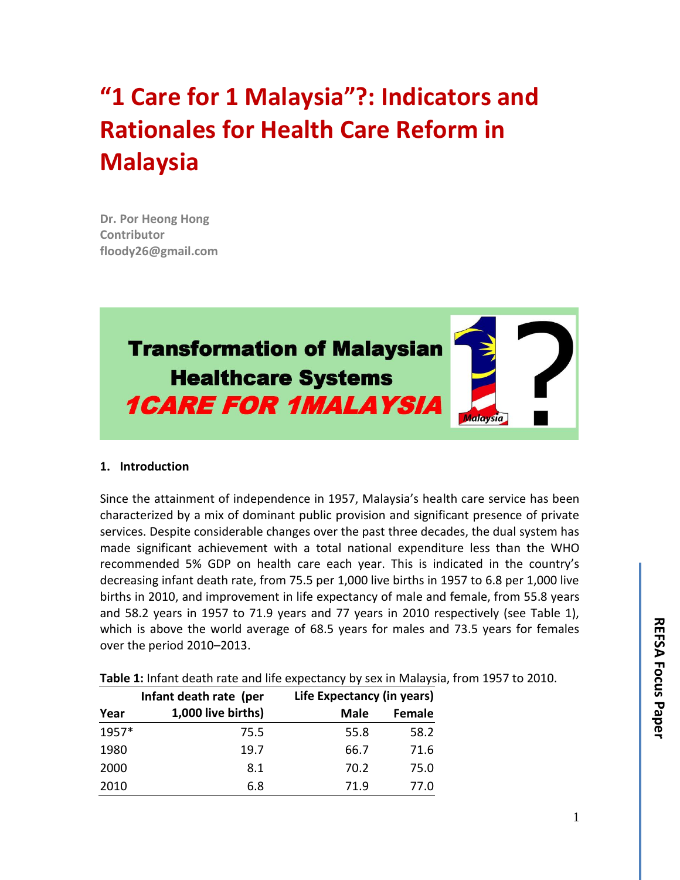# "1 Care for 1 Malaysia"?: Indicators and Rationales for Health Care Reform in Malaysia

**Dr. Por Heong Hong**
**Contributor**
**floody26@gmail.com**

**Transformation of Malaysian Healthcare Systems**
***1CARE FOR 1MALAYSIA***

## 1. Introduction

Since the attainment of independence in 1957, Malaysia's health care service has been characterized by a mix of dominant public provision and significant presence of private services. Despite considerable changes over the past three decades, the dual system has made significant achievement with a total national expenditure less than the WHO recommended 5% GDP on health care each year. This is indicated in the country's decreasing infant death rate, from 75.5 per 1,000 live births in 1957 to 6.8 per 1,000 live births in 2010, and improvement in life expectancy of male and female, from 55.8 years and 58.2 years in 1957 to 71.9 years and 77 years in 2010 respectively (see Table 1), which is above the world average of 68.5 years for males and 73.5 years for females over the period 2010–2013.

**Table 1:** Infant death rate and life expectancy by sex in Malaysia, from 1957 to 2010.

| Year | Infant death rate (per 1,000 live births) | Life Expectancy (in years) | |
|---|---|---|---|
| | | Male | Female |
| 1957* | 75.5 | 55.8 | 58.2 |
| 1980 | 19.7 | 66.7 | 71.6 |
| 2000 | 8.1 | 70.2 | 75.0 |
| 2010 | 6.8 | 71.9 | 77.0 |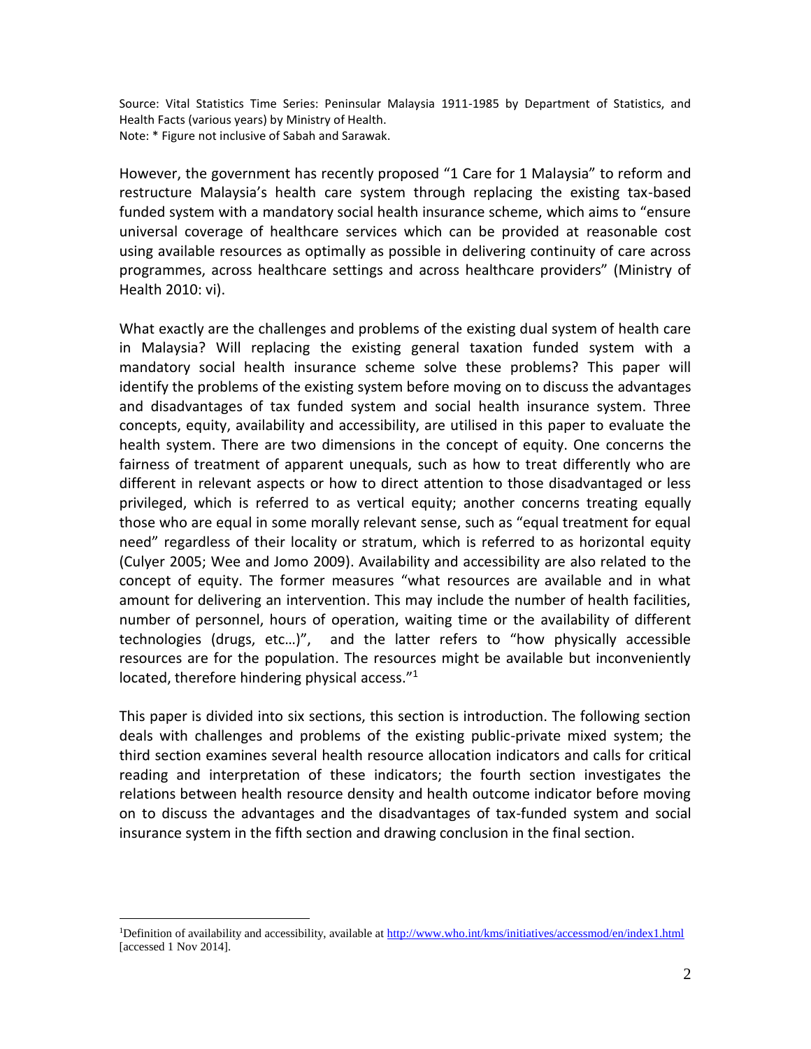Source: Vital Statistics Time Series: Peninsular Malaysia 1911-1985 by Department of Statistics, and Health Facts (various years) by Ministry of Health.
Note: * Figure not inclusive of Sabah and Sarawak.

However, the government has recently proposed "1 Care for 1 Malaysia" to reform and restructure Malaysia's health care system through replacing the existing tax-based funded system with a mandatory social health insurance scheme, which aims to "ensure universal coverage of healthcare services which can be provided at reasonable cost using available resources as optimally as possible in delivering continuity of care across programmes, across healthcare settings and across healthcare providers" (Ministry of Health 2010: vi).

What exactly are the challenges and problems of the existing dual system of health care in Malaysia? Will replacing the existing general taxation funded system with a mandatory social health insurance scheme solve these problems? This paper will identify the problems of the existing system before moving on to discuss the advantages and disadvantages of tax funded system and social health insurance system. Three concepts, equity, availability and accessibility, are utilised in this paper to evaluate the health system. There are two dimensions in the concept of equity. One concerns the fairness of treatment of apparent unequals, such as how to treat differently who are different in relevant aspects or how to direct attention to those disadvantaged or less privileged, which is referred to as vertical equity; another concerns treating equally those who are equal in some morally relevant sense, such as "equal treatment for equal need" regardless of their locality or stratum, which is referred to as horizontal equity (Culyer 2005; Wee and Jomo 2009). Availability and accessibility are also related to the concept of equity. The former measures "what resources are available and in what amount for delivering an intervention. This may include the number of health facilities, number of personnel, hours of operation, waiting time or the availability of different technologies (drugs, etc…)", and the latter refers to "how physically accessible resources are for the population. The resources might be available but inconveniently located, therefore hindering physical access."[1]

This paper is divided into six sections, this section is introduction. The following section deals with challenges and problems of the existing public-private mixed system; the third section examines several health resource allocation indicators and calls for critical reading and interpretation of these indicators; the fourth section investigates the relations between health resource density and health outcome indicator before moving on to discuss the advantages and the disadvantages of tax-funded system and social insurance system in the fifth section and drawing conclusion in the final section.

[1] Definition of availability and accessibility, available at http://www.who.int/kms/initiatives/accessmod/en/index1.html [accessed 1 Nov 2014].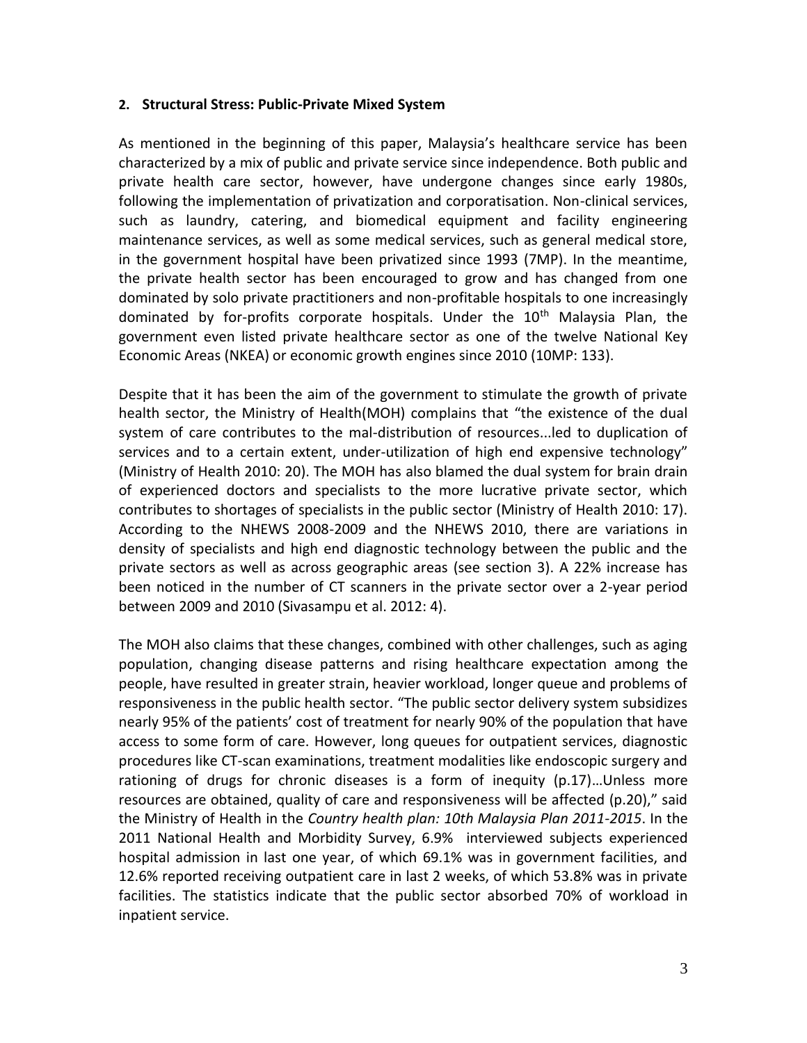## 2. Structural Stress: Public-Private Mixed System

As mentioned in the beginning of this paper, Malaysia's healthcare service has been characterized by a mix of public and private service since independence. Both public and private health care sector, however, have undergone changes since early 1980s, following the implementation of privatization and corporatisation. Non-clinical services, such as laundry, catering, and biomedical equipment and facility engineering maintenance services, as well as some medical services, such as general medical store, in the government hospital have been privatized since 1993 (7MP). In the meantime, the private health sector has been encouraged to grow and has changed from one dominated by solo private practitioners and non-profitable hospitals to one increasingly dominated by for-profits corporate hospitals. Under the 10th Malaysia Plan, the government even listed private healthcare sector as one of the twelve National Key Economic Areas (NKEA) or economic growth engines since 2010 (10MP: 133).

Despite that it has been the aim of the government to stimulate the growth of private health sector, the Ministry of Health(MOH) complains that "the existence of the dual system of care contributes to the mal-distribution of resources...led to duplication of services and to a certain extent, under-utilization of high end expensive technology" (Ministry of Health 2010: 20). The MOH has also blamed the dual system for brain drain of experienced doctors and specialists to the more lucrative private sector, which contributes to shortages of specialists in the public sector (Ministry of Health 2010: 17). According to the NHEWS 2008-2009 and the NHEWS 2010, there are variations in density of specialists and high end diagnostic technology between the public and the private sectors as well as across geographic areas (see section 3). A 22% increase has been noticed in the number of CT scanners in the private sector over a 2-year period between 2009 and 2010 (Sivasampu et al. 2012: 4).

The MOH also claims that these changes, combined with other challenges, such as aging population, changing disease patterns and rising healthcare expectation among the people, have resulted in greater strain, heavier workload, longer queue and problems of responsiveness in the public health sector. "The public sector delivery system subsidizes nearly 95% of the patients' cost of treatment for nearly 90% of the population that have access to some form of care. However, long queues for outpatient services, diagnostic procedures like CT-scan examinations, treatment modalities like endoscopic surgery and rationing of drugs for chronic diseases is a form of inequity (p.17)…Unless more resources are obtained, quality of care and responsiveness will be affected (p.20)," said the Ministry of Health in the *Country health plan: 10th Malaysia Plan 2011-2015*. In the 2011 National Health and Morbidity Survey, 6.9% interviewed subjects experienced hospital admission in last one year, of which 69.1% was in government facilities, and 12.6% reported receiving outpatient care in last 2 weeks, of which 53.8% was in private facilities. The statistics indicate that the public sector absorbed 70% of workload in inpatient service.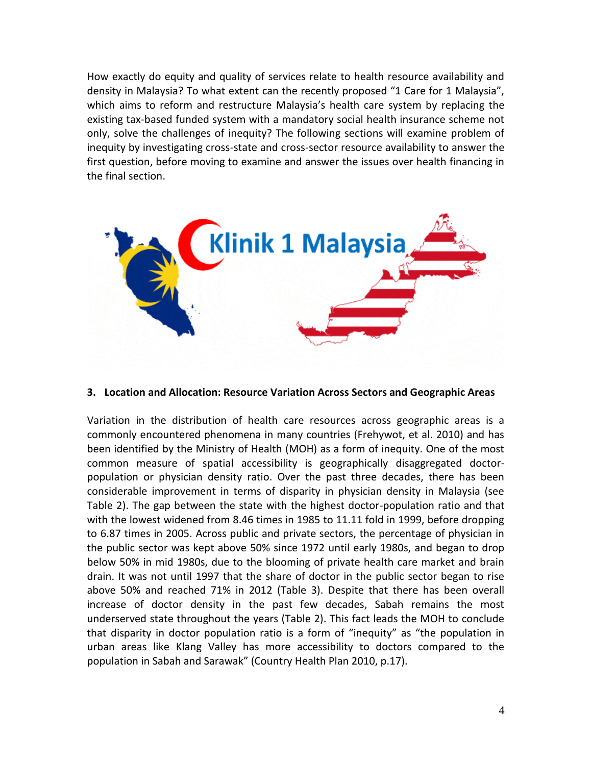How exactly do equity and quality of services relate to health resource availability and density in Malaysia? To what extent can the recently proposed “1 Care for 1 Malaysia”, which aims to reform and restructure Malaysia’s health care system by replacing the existing tax-based funded system with a mandatory social health insurance scheme not only, solve the challenges of inequity? The following sections will examine problem of inequity by investigating cross-state and cross-sector resource availability to answer the first question, before moving to examine and answer the issues over health financing in the final section.

## 3. Location and Allocation: Resource Variation Across Sectors and Geographic Areas

Variation in the distribution of health care resources across geographic areas is a commonly encountered phenomena in many countries (Frehywot, et al. 2010) and has been identified by the Ministry of Health (MOH) as a form of inequity. One of the most common measure of spatial accessibility is geographically disaggregated doctor-population or physician density ratio. Over the past three decades, there has been considerable improvement in terms of disparity in physician density in Malaysia (see Table 2). The gap between the state with the highest doctor-population ratio and that with the lowest widened from 8.46 times in 1985 to 11.11 fold in 1999, before dropping to 6.87 times in 2005. Across public and private sectors, the percentage of physician in the public sector was kept above 50% since 1972 until early 1980s, and began to drop below 50% in mid 1980s, due to the blooming of private health care market and brain drain. It was not until 1997 that the share of doctor in the public sector began to rise above 50% and reached 71% in 2012 (Table 3). Despite that there has been overall increase of doctor density in the past few decades, Sabah remains the most underserved state throughout the years (Table 2). This fact leads the MOH to conclude that disparity in doctor population ratio is a form of “inequity” as “the population in urban areas like Klang Valley has more accessibility to doctors compared to the population in Sabah and Sarawak” (Country Health Plan 2010, p.17).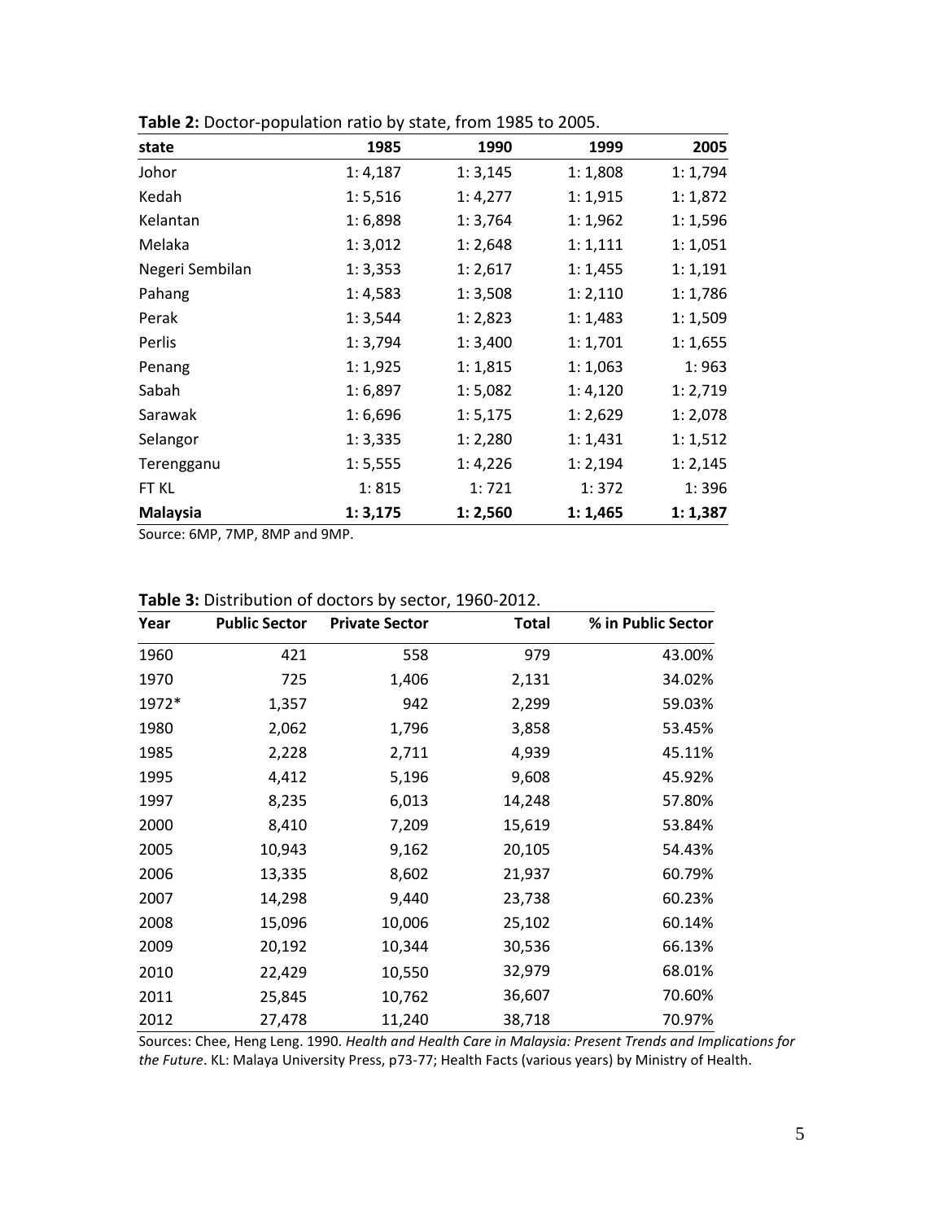**Table 2:** Doctor-population ratio by state, from 1985 to 2005.

| state | 1985 | 1990 | 1999 | 2005 |
|---|---|---|---|---|
| Johor | 1: 4,187 | 1: 3,145 | 1: 1,808 | 1: 1,794 |
| Kedah | 1: 5,516 | 1: 4,277 | 1: 1,915 | 1: 1,872 |
| Kelantan | 1: 6,898 | 1: 3,764 | 1: 1,962 | 1: 1,596 |
| Melaka | 1: 3,012 | 1: 2,648 | 1: 1,111 | 1: 1,051 |
| Negeri Sembilan | 1: 3,353 | 1: 2,617 | 1: 1,455 | 1: 1,191 |
| Pahang | 1: 4,583 | 1: 3,508 | 1: 2,110 | 1: 1,786 |
| Perak | 1: 3,544 | 1: 2,823 | 1: 1,483 | 1: 1,509 |
| Perlis | 1: 3,794 | 1: 3,400 | 1: 1,701 | 1: 1,655 |
| Penang | 1: 1,925 | 1: 1,815 | 1: 1,063 | 1: 963 |
| Sabah | 1: 6,897 | 1: 5,082 | 1: 4,120 | 1: 2,719 |
| Sarawak | 1: 6,696 | 1: 5,175 | 1: 2,629 | 1: 2,078 |
| Selangor | 1: 3,335 | 1: 2,280 | 1: 1,431 | 1: 1,512 |
| Terengganu | 1: 5,555 | 1: 4,226 | 1: 2,194 | 1: 2,145 |
| FT KL | 1: 815 | 1: 721 | 1: 372 | 1: 396 |
| **Malaysia** | **1: 3,175** | **1: 2,560** | **1: 1,465** | **1: 1,387** |

Source: 6MP, 7MP, 8MP and 9MP.

**Table 3:** Distribution of doctors by sector, 1960-2012.

| Year | Public Sector | Private Sector | Total | % in Public Sector |
|---|---|---|---|---|
| 1960 | 421 | 558 | 979 | 43.00% |
| 1970 | 725 | 1,406 | 2,131 | 34.02% |
| 1972* | 1,357 | 942 | 2,299 | 59.03% |
| 1980 | 2,062 | 1,796 | 3,858 | 53.45% |
| 1985 | 2,228 | 2,711 | 4,939 | 45.11% |
| 1995 | 4,412 | 5,196 | 9,608 | 45.92% |
| 1997 | 8,235 | 6,013 | 14,248 | 57.80% |
| 2000 | 8,410 | 7,209 | 15,619 | 53.84% |
| 2005 | 10,943 | 9,162 | 20,105 | 54.43% |
| 2006 | 13,335 | 8,602 | 21,937 | 60.79% |
| 2007 | 14,298 | 9,440 | 23,738 | 60.23% |
| 2008 | 15,096 | 10,006 | 25,102 | 60.14% |
| 2009 | 20,192 | 10,344 | 30,536 | 66.13% |
| 2010 | 22,429 | 10,550 | 32,979 | 68.01% |
| 2011 | 25,845 | 10,762 | 36,607 | 70.60% |
| 2012 | 27,478 | 11,240 | 38,718 | 70.97% |

Sources: Chee, Heng Leng. 1990. *Health and Health Care in Malaysia: Present Trends and Implications for the Future*. KL: Malaya University Press, p73-77; Health Facts (various years) by Ministry of Health.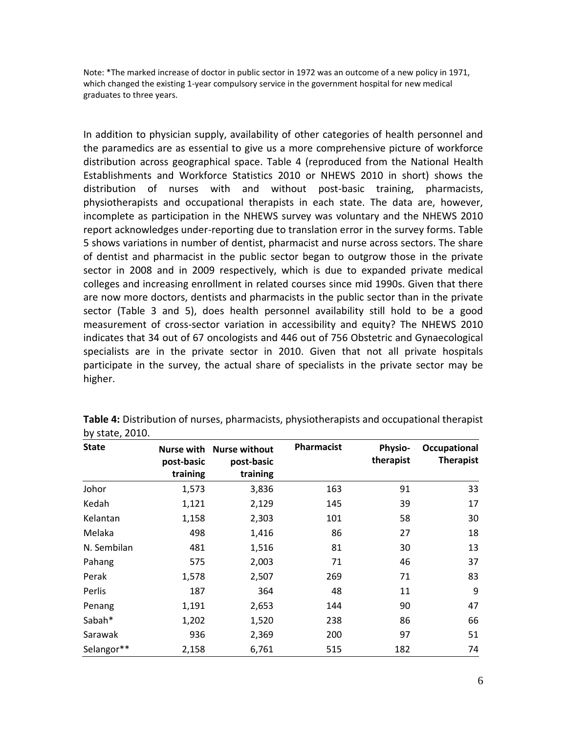Note: *The marked increase of doctor in public sector in 1972 was an outcome of a new policy in 1971, which changed the existing 1-year compulsory service in the government hospital for new medical graduates to three years.

In addition to physician supply, availability of other categories of health personnel and the paramedics are as essential to give us a more comprehensive picture of workforce distribution across geographical space. Table 4 (reproduced from the National Health Establishments and Workforce Statistics 2010 or NHEWS 2010 in short) shows the distribution of nurses with and without post-basic training, pharmacists, physiotherapists and occupational therapists in each state. The data are, however, incomplete as participation in the NHEWS survey was voluntary and the NHEWS 2010 report acknowledges under-reporting due to translation error in the survey forms. Table 5 shows variations in number of dentist, pharmacist and nurse across sectors. The share of dentist and pharmacist in the public sector began to outgrow those in the private sector in 2008 and in 2009 respectively, which is due to expanded private medical colleges and increasing enrollment in related courses since mid 1990s. Given that there are now more doctors, dentists and pharmacists in the public sector than in the private sector (Table 3 and 5), does health personnel availability still hold to be a good measurement of cross-sector variation in accessibility and equity? The NHEWS 2010 indicates that 34 out of 67 oncologists and 446 out of 756 Obstetric and Gynaecological specialists are in the private sector in 2010. Given that not all private hospitals participate in the survey, the actual share of specialists in the private sector may be higher.

**Table 4:** Distribution of nurses, pharmacists, physiotherapists and occupational therapist by state, 2010.

| State | Nurse with post-basic training | Nurse without post-basic training | Pharmacist | Physio-therapist | Occupational Therapist |
|---|---|---|---|---|---|
| Johor | 1,573 | 3,836 | 163 | 91 | 33 |
| Kedah | 1,121 | 2,129 | 145 | 39 | 17 |
| Kelantan | 1,158 | 2,303 | 101 | 58 | 30 |
| Melaka | 498 | 1,416 | 86 | 27 | 18 |
| N. Sembilan | 481 | 1,516 | 81 | 30 | 13 |
| Pahang | 575 | 2,003 | 71 | 46 | 37 |
| Perak | 1,578 | 2,507 | 269 | 71 | 83 |
| Perlis | 187 | 364 | 48 | 11 | 9 |
| Penang | 1,191 | 2,653 | 144 | 90 | 47 |
| Sabah* | 1,202 | 1,520 | 238 | 86 | 66 |
| Sarawak | 936 | 2,369 | 200 | 97 | 51 |
| Selangor** | 2,158 | 6,761 | 515 | 182 | 74 |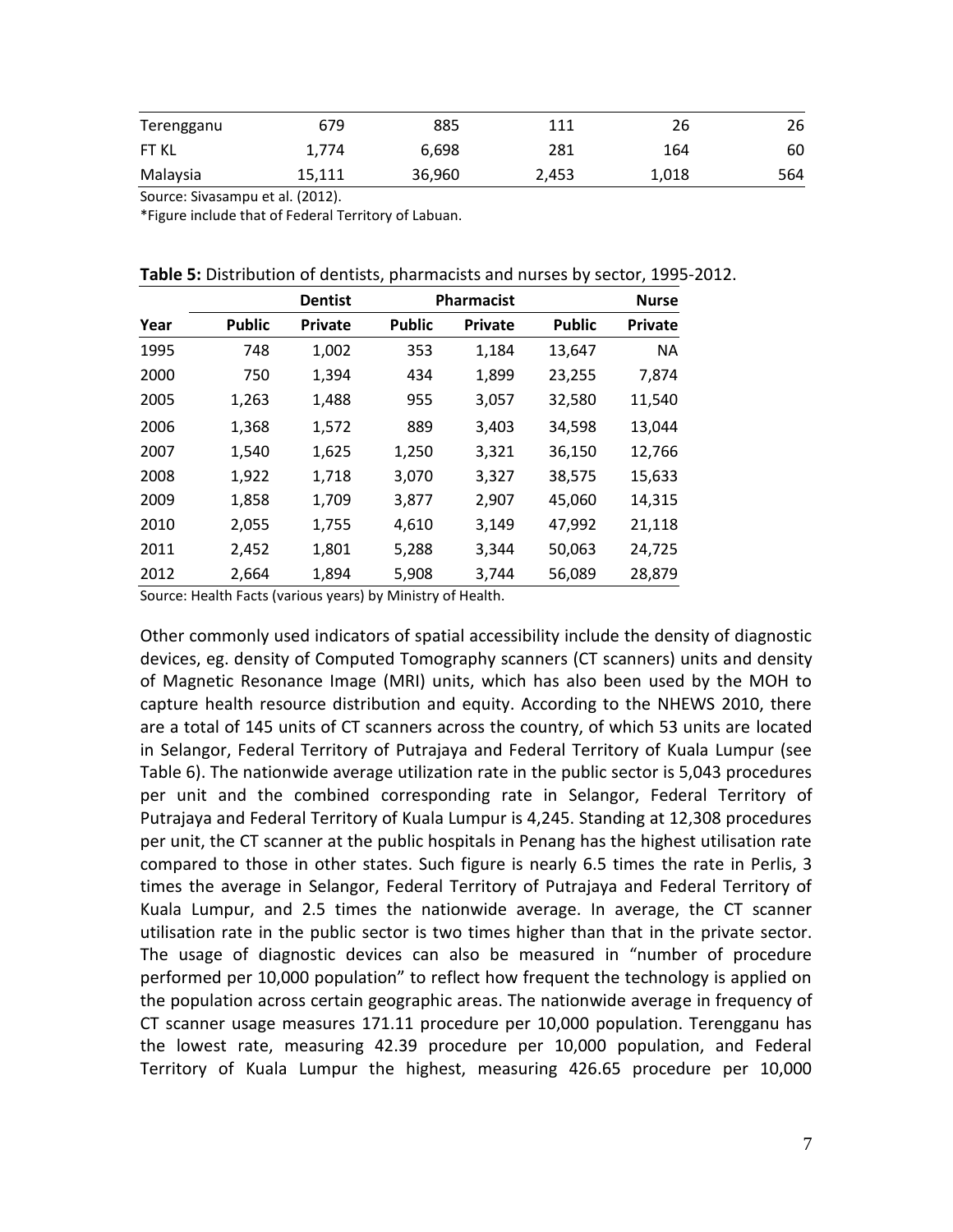| Terengganu | 679 | 885 | 111 | 26 | 26 |
|---|---|---|---|---|---|
| FT KL | 1,774 | 6,698 | 281 | 164 | 60 |
| Malaysia | 15,111 | 36,960 | 2,453 | 1,018 | 564 |

Source: Sivasampu et al. (2012).

*Figure include that of Federal Territory of Labuan.

**Table 5:** Distribution of dentists, pharmacists and nurses by sector, 1995-2012.

| | Dentist | | Pharmacist | | Nurse | |
|---|---|---|---|---|---|---|
| Year | Public | Private | Public | Private | Public | Private |
| 1995 | 748 | 1,002 | 353 | 1,184 | 13,647 | NA |
| 2000 | 750 | 1,394 | 434 | 1,899 | 23,255 | 7,874 |
| 2005 | 1,263 | 1,488 | 955 | 3,057 | 32,580 | 11,540 |
| 2006 | 1,368 | 1,572 | 889 | 3,403 | 34,598 | 13,044 |
| 2007 | 1,540 | 1,625 | 1,250 | 3,321 | 36,150 | 12,766 |
| 2008 | 1,922 | 1,718 | 3,070 | 3,327 | 38,575 | 15,633 |
| 2009 | 1,858 | 1,709 | 3,877 | 2,907 | 45,060 | 14,315 |
| 2010 | 2,055 | 1,755 | 4,610 | 3,149 | 47,992 | 21,118 |
| 2011 | 2,452 | 1,801 | 5,288 | 3,344 | 50,063 | 24,725 |
| 2012 | 2,664 | 1,894 | 5,908 | 3,744 | 56,089 | 28,879 |

Source: Health Facts (various years) by Ministry of Health.

Other commonly used indicators of spatial accessibility include the density of diagnostic devices, eg. density of Computed Tomography scanners (CT scanners) units and density of Magnetic Resonance Image (MRI) units, which has also been used by the MOH to capture health resource distribution and equity. According to the NHEWS 2010, there are a total of 145 units of CT scanners across the country, of which 53 units are located in Selangor, Federal Territory of Putrajaya and Federal Territory of Kuala Lumpur (see Table 6). The nationwide average utilization rate in the public sector is 5,043 procedures per unit and the combined corresponding rate in Selangor, Federal Territory of Putrajaya and Federal Territory of Kuala Lumpur is 4,245. Standing at 12,308 procedures per unit, the CT scanner at the public hospitals in Penang has the highest utilisation rate compared to those in other states. Such figure is nearly 6.5 times the rate in Perlis, 3 times the average in Selangor, Federal Territory of Putrajaya and Federal Territory of Kuala Lumpur, and 2.5 times the nationwide average. In average, the CT scanner utilisation rate in the public sector is two times higher than that in the private sector. The usage of diagnostic devices can also be measured in "number of procedure performed per 10,000 population" to reflect how frequent the technology is applied on the population across certain geographic areas. The nationwide average in frequency of CT scanner usage measures 171.11 procedure per 10,000 population. Terengganu has the lowest rate, measuring 42.39 procedure per 10,000 population, and Federal Territory of Kuala Lumpur the highest, measuring 426.65 procedure per 10,000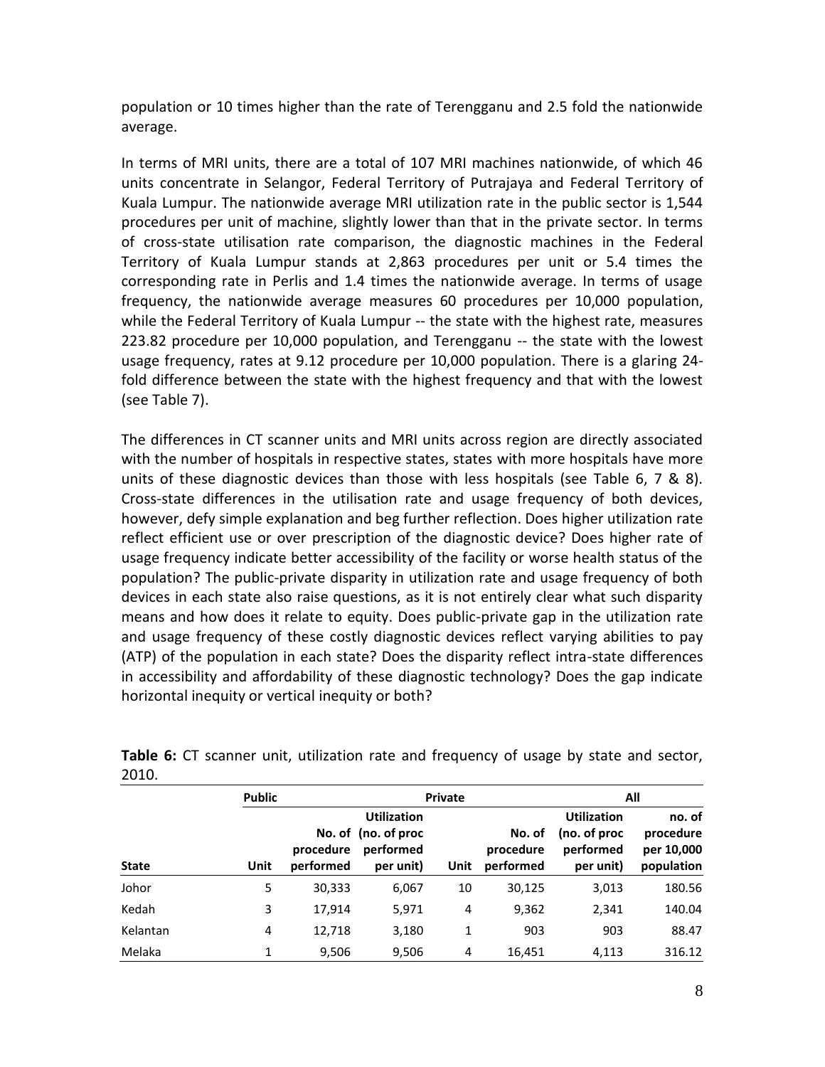population or 10 times higher than the rate of Terengganu and 2.5 fold the nationwide average.

In terms of MRI units, there are a total of 107 MRI machines nationwide, of which 46 units concentrate in Selangor, Federal Territory of Putrajaya and Federal Territory of Kuala Lumpur. The nationwide average MRI utilization rate in the public sector is 1,544 procedures per unit of machine, slightly lower than that in the private sector. In terms of cross-state utilisation rate comparison, the diagnostic machines in the Federal Territory of Kuala Lumpur stands at 2,863 procedures per unit or 5.4 times the corresponding rate in Perlis and 1.4 times the nationwide average. In terms of usage frequency, the nationwide average measures 60 procedures per 10,000 population, while the Federal Territory of Kuala Lumpur -- the state with the highest rate, measures 223.82 procedure per 10,000 population, and Terengganu -- the state with the lowest usage frequency, rates at 9.12 procedure per 10,000 population. There is a glaring 24-fold difference between the state with the highest frequency and that with the lowest (see Table 7).

The differences in CT scanner units and MRI units across region are directly associated with the number of hospitals in respective states, states with more hospitals have more units of these diagnostic devices than those with less hospitals (see Table 6, 7 & 8). Cross-state differences in the utilisation rate and usage frequency of both devices, however, defy simple explanation and beg further reflection. Does higher utilization rate reflect efficient use or over prescription of the diagnostic device? Does higher rate of usage frequency indicate better accessibility of the facility or worse health status of the population? The public-private disparity in utilization rate and usage frequency of both devices in each state also raise questions, as it is not entirely clear what such disparity means and how does it relate to equity. Does public-private gap in the utilization rate and usage frequency of these costly diagnostic devices reflect varying abilities to pay (ATP) of the population in each state? Does the disparity reflect intra-state differences in accessibility and affordability of these diagnostic technology? Does the gap indicate horizontal inequity or vertical inequity or both?

**Table 6:** CT scanner unit, utilization rate and frequency of usage by state and sector, 2010.

| | Public | | | Private | | | All |
|---|---|---|---|---|---|---|---|
| State | Unit | No. of procedure performed | Utilization (no. of proc performed per unit) | Unit | No. of procedure performed | Utilization (no. of proc performed per unit) | no. of procedure per 10,000 population |
| Johor | 5 | 30,333 | 6,067 | 10 | 30,125 | 3,013 | 180.56 |
| Kedah | 3 | 17,914 | 5,971 | 4 | 9,362 | 2,341 | 140.04 |
| Kelantan | 4 | 12,718 | 3,180 | 1 | 903 | 903 | 88.47 |
| Melaka | 1 | 9,506 | 9,506 | 4 | 16,451 | 4,113 | 316.12 |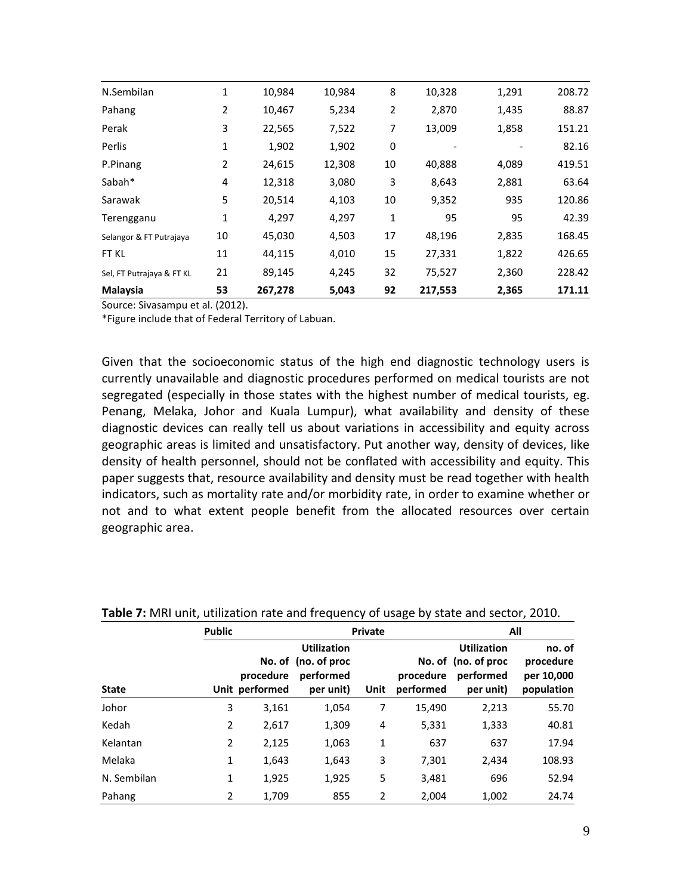| N.Sembilan | 1 | 10,984 | 10,984 | 8 | 10,328 | 1,291 | 208.72 |
|---|---|---|---|---|---|---|---|
| Pahang | 2 | 10,467 | 5,234 | 2 | 2,870 | 1,435 | 88.87 |
| Perak | 3 | 22,565 | 7,522 | 7 | 13,009 | 1,858 | 151.21 |
| Perlis | 1 | 1,902 | 1,902 | 0 | - | - | 82.16 |
| P.Pinang | 2 | 24,615 | 12,308 | 10 | 40,888 | 4,089 | 419.51 |
| Sabah* | 4 | 12,318 | 3,080 | 3 | 8,643 | 2,881 | 63.64 |
| Sarawak | 5 | 20,514 | 4,103 | 10 | 9,352 | 935 | 120.86 |
| Terengganu | 1 | 4,297 | 4,297 | 1 | 95 | 95 | 42.39 |
| Selangor & FT Putrajaya | 10 | 45,030 | 4,503 | 17 | 48,196 | 2,835 | 168.45 |
| FT KL | 11 | 44,115 | 4,010 | 15 | 27,331 | 1,822 | 426.65 |
| Sel, FT Putrajaya & FT KL | 21 | 89,145 | 4,245 | 32 | 75,527 | 2,360 | 228.42 |
| **Malaysia** | **53** | **267,278** | **5,043** | **92** | **217,553** | **2,365** | **171.11** |

Source: Sivasampu et al. (2012).

*Figure include that of Federal Territory of Labuan.

Given that the socioeconomic status of the high end diagnostic technology users is currently unavailable and diagnostic procedures performed on medical tourists are not segregated (especially in those states with the highest number of medical tourists, eg. Penang, Melaka, Johor and Kuala Lumpur), what availability and density of these diagnostic devices can really tell us about variations in accessibility and equity across geographic areas is limited and unsatisfactory. Put another way, density of devices, like density of health personnel, should not be conflated with accessibility and equity. This paper suggests that, resource availability and density must be read together with health indicators, such as mortality rate and/or morbidity rate, in order to examine whether or not and to what extent people benefit from the allocated resources over certain geographic area.

**Table 7:** MRI unit, utilization rate and frequency of usage by state and sector, 2010.

| | Public | | | Private | | | All |
|---|---|---|---|---|---|---|---|
| State | Unit | No. of procedure performed | Utilization (no. of proc performed per unit) | Unit | No. of procedure performed | Utilization (no. of proc performed per unit) | no. of procedure per 10,000 population |
| Johor | 3 | 3,161 | 1,054 | 7 | 15,490 | 2,213 | 55.70 |
| Kedah | 2 | 2,617 | 1,309 | 4 | 5,331 | 1,333 | 40.81 |
| Kelantan | 2 | 2,125 | 1,063 | 1 | 637 | 637 | 17.94 |
| Melaka | 1 | 1,643 | 1,643 | 3 | 7,301 | 2,434 | 108.93 |
| N. Sembilan | 1 | 1,925 | 1,925 | 5 | 3,481 | 696 | 52.94 |
| Pahang | 2 | 1,709 | 855 | 2 | 2,004 | 1,002 | 24.74 |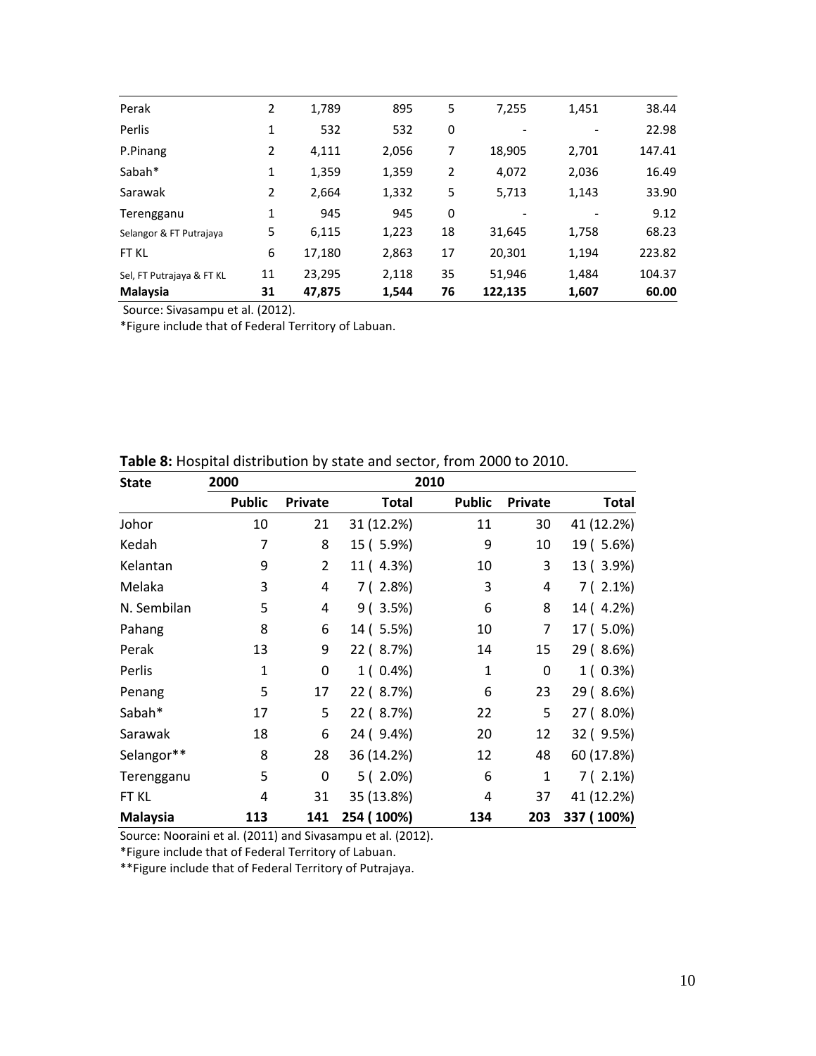| | | | | | | | |
|---|---|---|---|---|---|---|---|
| Perak | 2 | 1,789 | 895 | 5 | 7,255 | 1,451 | 38.44 |
| Perlis | 1 | 532 | 532 | 0 | - | - | 22.98 |
| P.Pinang | 2 | 4,111 | 2,056 | 7 | 18,905 | 2,701 | 147.41 |
| Sabah* | 1 | 1,359 | 1,359 | 2 | 4,072 | 2,036 | 16.49 |
| Sarawak | 2 | 2,664 | 1,332 | 5 | 5,713 | 1,143 | 33.90 |
| Terengganu | 1 | 945 | 945 | 0 | - | - | 9.12 |
| Selangor & FT Putrajaya | 5 | 6,115 | 1,223 | 18 | 31,645 | 1,758 | 68.23 |
| FT KL | 6 | 17,180 | 2,863 | 17 | 20,301 | 1,194 | 223.82 |
| Sel, FT Putrajaya & FT KL | 11 | 23,295 | 2,118 | 35 | 51,946 | 1,484 | 104.37 |
| **Malaysia** | **31** | **47,875** | **1,544** | **76** | **122,135** | **1,607** | **60.00** |

Source: Sivasampu et al. (2012).

*Figure include that of Federal Territory of Labuan.

**Table 8:** Hospital distribution by state and sector, from 2000 to 2010.

| State | 2000 | | | 2010 | | |
|---|---|---|---|---|---|---|
| | Public | Private | Total | Public | Private | Total |
| Johor | 10 | 21 | 31 (12.2%) | 11 | 30 | 41 (12.2%) |
| Kedah | 7 | 8 | 15 ( 5.9%) | 9 | 10 | 19 ( 5.6%) |
| Kelantan | 9 | 2 | 11 ( 4.3%) | 10 | 3 | 13 ( 3.9%) |
| Melaka | 3 | 4 | 7 ( 2.8%) | 3 | 4 | 7 ( 2.1%) |
| N. Sembilan | 5 | 4 | 9 ( 3.5%) | 6 | 8 | 14 ( 4.2%) |
| Pahang | 8 | 6 | 14 ( 5.5%) | 10 | 7 | 17 ( 5.0%) |
| Perak | 13 | 9 | 22 ( 8.7%) | 14 | 15 | 29 ( 8.6%) |
| Perlis | 1 | 0 | 1 ( 0.4%) | 1 | 0 | 1 ( 0.3%) |
| Penang | 5 | 17 | 22 ( 8.7%) | 6 | 23 | 29 ( 8.6%) |
| Sabah* | 17 | 5 | 22 ( 8.7%) | 22 | 5 | 27 ( 8.0%) |
| Sarawak | 18 | 6 | 24 ( 9.4%) | 20 | 12 | 32 ( 9.5%) |
| Selangor** | 8 | 28 | 36 (14.2%) | 12 | 48 | 60 (17.8%) |
| Terengganu | 5 | 0 | 5 ( 2.0%) | 6 | 1 | 7 ( 2.1%) |
| FT KL | 4 | 31 | 35 (13.8%) | 4 | 37 | 41 (12.2%) |
| **Malaysia** | **113** | **141** | **254 ( 100%)** | **134** | **203** | **337 ( 100%)** |

Source: Nooraini et al. (2011) and Sivasampu et al. (2012).

*Figure include that of Federal Territory of Labuan.

**Figure include that of Federal Territory of Putrajaya.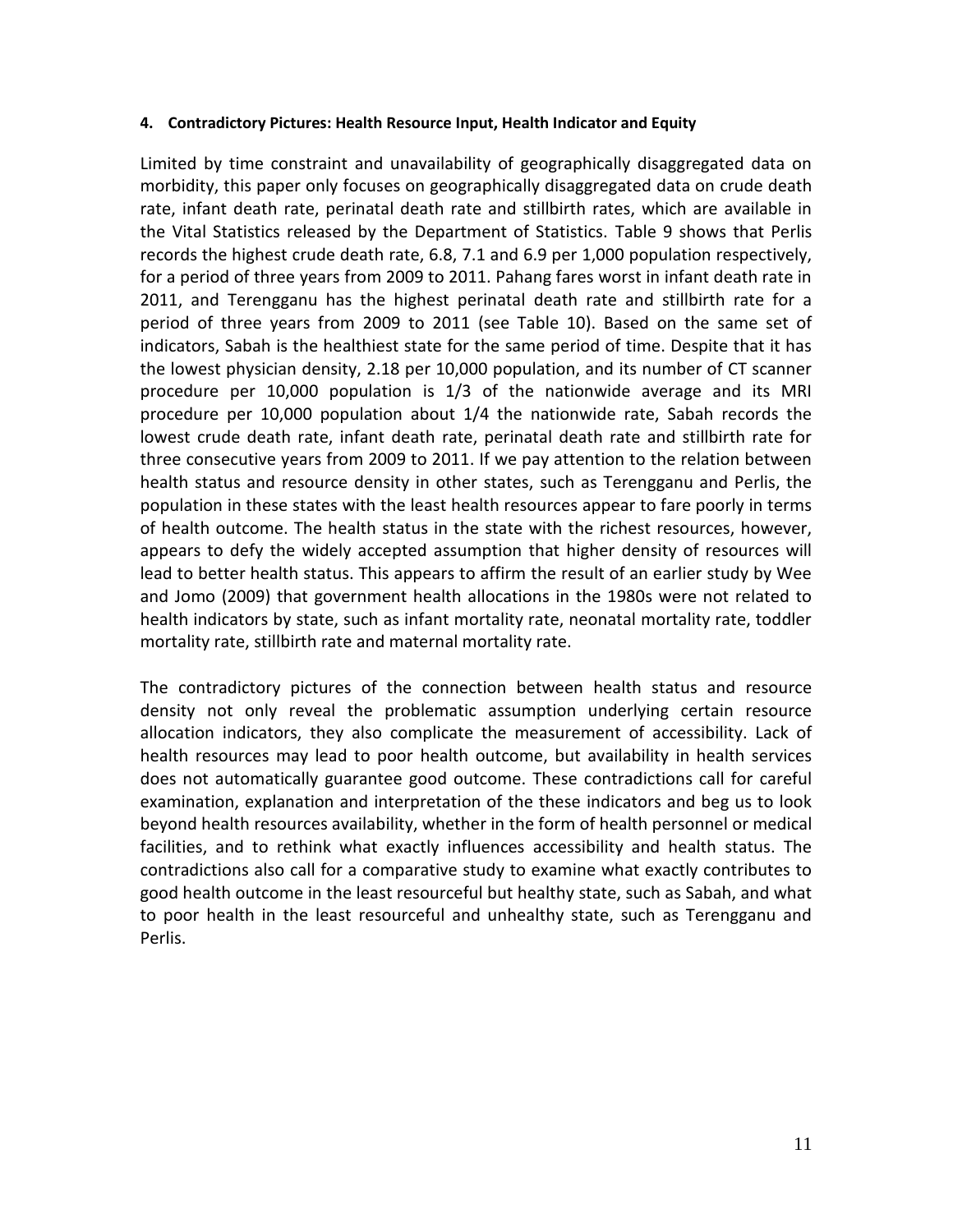#### 4. Contradictory Pictures: Health Resource Input, Health Indicator and Equity

Limited by time constraint and unavailability of geographically disaggregated data on morbidity, this paper only focuses on geographically disaggregated data on crude death rate, infant death rate, perinatal death rate and stillbirth rates, which are available in the Vital Statistics released by the Department of Statistics. Table 9 shows that Perlis records the highest crude death rate, 6.8, 7.1 and 6.9 per 1,000 population respectively, for a period of three years from 2009 to 2011. Pahang fares worst in infant death rate in 2011, and Terengganu has the highest perinatal death rate and stillbirth rate for a period of three years from 2009 to 2011 (see Table 10). Based on the same set of indicators, Sabah is the healthiest state for the same period of time. Despite that it has the lowest physician density, 2.18 per 10,000 population, and its number of CT scanner procedure per 10,000 population is 1/3 of the nationwide average and its MRI procedure per 10,000 population about 1/4 the nationwide rate, Sabah records the lowest crude death rate, infant death rate, perinatal death rate and stillbirth rate for three consecutive years from 2009 to 2011. If we pay attention to the relation between health status and resource density in other states, such as Terengganu and Perlis, the population in these states with the least health resources appear to fare poorly in terms of health outcome. The health status in the state with the richest resources, however, appears to defy the widely accepted assumption that higher density of resources will lead to better health status. This appears to affirm the result of an earlier study by Wee and Jomo (2009) that government health allocations in the 1980s were not related to health indicators by state, such as infant mortality rate, neonatal mortality rate, toddler mortality rate, stillbirth rate and maternal mortality rate.

The contradictory pictures of the connection between health status and resource density not only reveal the problematic assumption underlying certain resource allocation indicators, they also complicate the measurement of accessibility. Lack of health resources may lead to poor health outcome, but availability in health services does not automatically guarantee good outcome. These contradictions call for careful examination, explanation and interpretation of the these indicators and beg us to look beyond health resources availability, whether in the form of health personnel or medical facilities, and to rethink what exactly influences accessibility and health status. The contradictions also call for a comparative study to examine what exactly contributes to good health outcome in the least resourceful but healthy state, such as Sabah, and what to poor health in the least resourceful and unhealthy state, such as Terengganu and Perlis.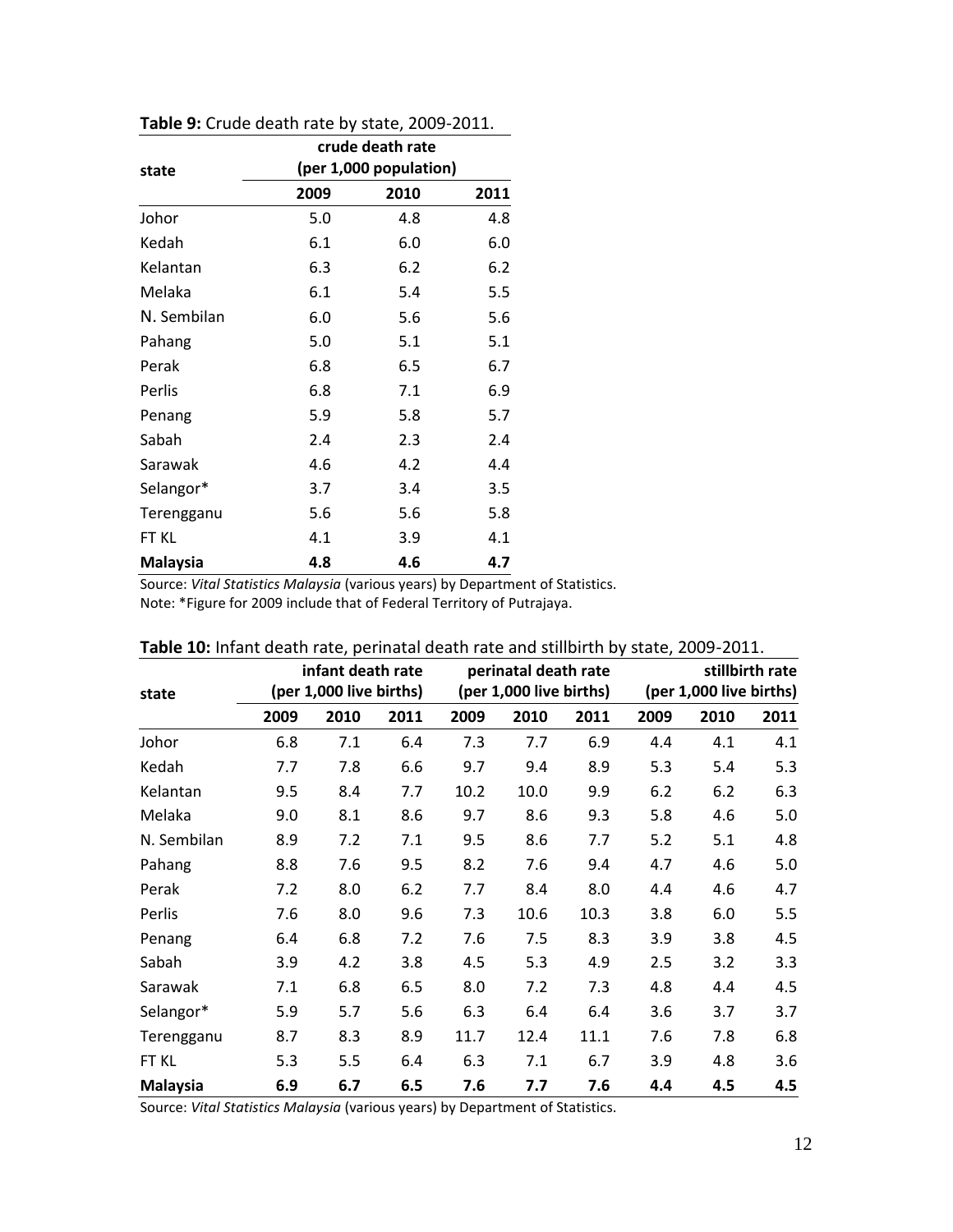**Table 9:** Crude death rate by state, 2009-2011.

| state | crude death rate (per 1,000 population) | | |
|---|---|---|---|
| | **2009** | **2010** | **2011** |
| Johor | 5.0 | 4.8 | 4.8 |
| Kedah | 6.1 | 6.0 | 6.0 |
| Kelantan | 6.3 | 6.2 | 6.2 |
| Melaka | 6.1 | 5.4 | 5.5 |
| N. Sembilan | 6.0 | 5.6 | 5.6 |
| Pahang | 5.0 | 5.1 | 5.1 |
| Perak | 6.8 | 6.5 | 6.7 |
| Perlis | 6.8 | 7.1 | 6.9 |
| Penang | 5.9 | 5.8 | 5.7 |
| Sabah | 2.4 | 2.3 | 2.4 |
| Sarawak | 4.6 | 4.2 | 4.4 |
| Selangor* | 3.7 | 3.4 | 3.5 |
| Terengganu | 5.6 | 5.6 | 5.8 |
| FT KL | 4.1 | 3.9 | 4.1 |
| **Malaysia** | **4.8** | **4.6** | **4.7** |

Source: *Vital Statistics Malaysia* (various years) by Department of Statistics.
Note: *Figure for 2009 include that of Federal Territory of Putrajaya.

**Table 10:** Infant death rate, perinatal death rate and stillbirth by state, 2009-2011.

| state | infant death rate (per 1,000 live births) | | | perinatal death rate (per 1,000 live births) | | | stillbirth rate (per 1,000 live births) | | |
|---|---|---|---|---|---|---|---|---|---|
| | **2009** | **2010** | **2011** | **2009** | **2010** | **2011** | **2009** | **2010** | **2011** |
| Johor | 6.8 | 7.1 | 6.4 | 7.3 | 7.7 | 6.9 | 4.4 | 4.1 | 4.1 |
| Kedah | 7.7 | 7.8 | 6.6 | 9.7 | 9.4 | 8.9 | 5.3 | 5.4 | 5.3 |
| Kelantan | 9.5 | 8.4 | 7.7 | 10.2 | 10.0 | 9.9 | 6.2 | 6.2 | 6.3 |
| Melaka | 9.0 | 8.1 | 8.6 | 9.7 | 8.6 | 9.3 | 5.8 | 4.6 | 5.0 |
| N. Sembilan | 8.9 | 7.2 | 7.1 | 9.5 | 8.6 | 7.7 | 5.2 | 5.1 | 4.8 |
| Pahang | 8.8 | 7.6 | 9.5 | 8.2 | 7.6 | 9.4 | 4.7 | 4.6 | 5.0 |
| Perak | 7.2 | 8.0 | 6.2 | 7.7 | 8.4 | 8.0 | 4.4 | 4.6 | 4.7 |
| Perlis | 7.6 | 8.0 | 9.6 | 7.3 | 10.6 | 10.3 | 3.8 | 6.0 | 5.5 |
| Penang | 6.4 | 6.8 | 7.2 | 7.6 | 7.5 | 8.3 | 3.9 | 3.8 | 4.5 |
| Sabah | 3.9 | 4.2 | 3.8 | 4.5 | 5.3 | 4.9 | 2.5 | 3.2 | 3.3 |
| Sarawak | 7.1 | 6.8 | 6.5 | 8.0 | 7.2 | 7.3 | 4.8 | 4.4 | 4.5 |
| Selangor* | 5.9 | 5.7 | 5.6 | 6.3 | 6.4 | 6.4 | 3.6 | 3.7 | 3.7 |
| Terengganu | 8.7 | 8.3 | 8.9 | 11.7 | 12.4 | 11.1 | 7.6 | 7.8 | 6.8 |
| FT KL | 5.3 | 5.5 | 6.4 | 6.3 | 7.1 | 6.7 | 3.9 | 4.8 | 3.6 |
| **Malaysia** | **6.9** | **6.7** | **6.5** | **7.6** | **7.7** | **7.6** | **4.4** | **4.5** | **4.5** |

Source: *Vital Statistics Malaysia* (various years) by Department of Statistics.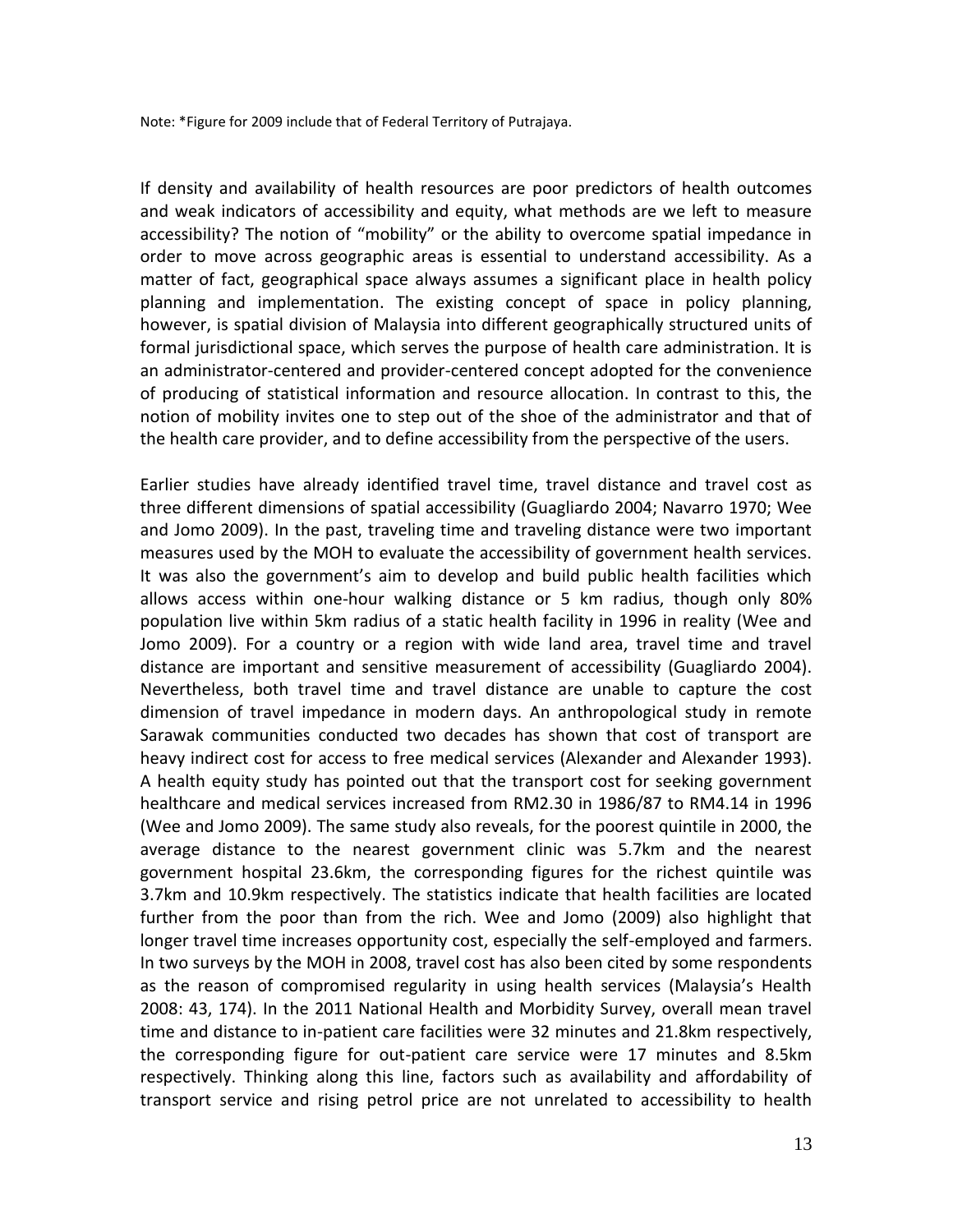Note: *Figure for 2009 include that of Federal Territory of Putrajaya.

If density and availability of health resources are poor predictors of health outcomes and weak indicators of accessibility and equity, what methods are we left to measure accessibility? The notion of "mobility" or the ability to overcome spatial impedance in order to move across geographic areas is essential to understand accessibility. As a matter of fact, geographical space always assumes a significant place in health policy planning and implementation. The existing concept of space in policy planning, however, is spatial division of Malaysia into different geographically structured units of formal jurisdictional space, which serves the purpose of health care administration. It is an administrator-centered and provider-centered concept adopted for the convenience of producing of statistical information and resource allocation. In contrast to this, the notion of mobility invites one to step out of the shoe of the administrator and that of the health care provider, and to define accessibility from the perspective of the users.

Earlier studies have already identified travel time, travel distance and travel cost as three different dimensions of spatial accessibility (Guagliardo 2004; Navarro 1970; Wee and Jomo 2009). In the past, traveling time and traveling distance were two important measures used by the MOH to evaluate the accessibility of government health services. It was also the government's aim to develop and build public health facilities which allows access within one-hour walking distance or 5 km radius, though only 80% population live within 5km radius of a static health facility in 1996 in reality (Wee and Jomo 2009). For a country or a region with wide land area, travel time and travel distance are important and sensitive measurement of accessibility (Guagliardo 2004). Nevertheless, both travel time and travel distance are unable to capture the cost dimension of travel impedance in modern days. An anthropological study in remote Sarawak communities conducted two decades has shown that cost of transport are heavy indirect cost for access to free medical services (Alexander and Alexander 1993). A health equity study has pointed out that the transport cost for seeking government healthcare and medical services increased from RM2.30 in 1986/87 to RM4.14 in 1996 (Wee and Jomo 2009). The same study also reveals, for the poorest quintile in 2000, the average distance to the nearest government clinic was 5.7km and the nearest government hospital 23.6km, the corresponding figures for the richest quintile was 3.7km and 10.9km respectively. The statistics indicate that health facilities are located further from the poor than from the rich. Wee and Jomo (2009) also highlight that longer travel time increases opportunity cost, especially the self-employed and farmers. In two surveys by the MOH in 2008, travel cost has also been cited by some respondents as the reason of compromised regularity in using health services (Malaysia's Health 2008: 43, 174). In the 2011 National Health and Morbidity Survey, overall mean travel time and distance to in-patient care facilities were 32 minutes and 21.8km respectively, the corresponding figure for out-patient care service were 17 minutes and 8.5km respectively. Thinking along this line, factors such as availability and affordability of transport service and rising petrol price are not unrelated to accessibility to health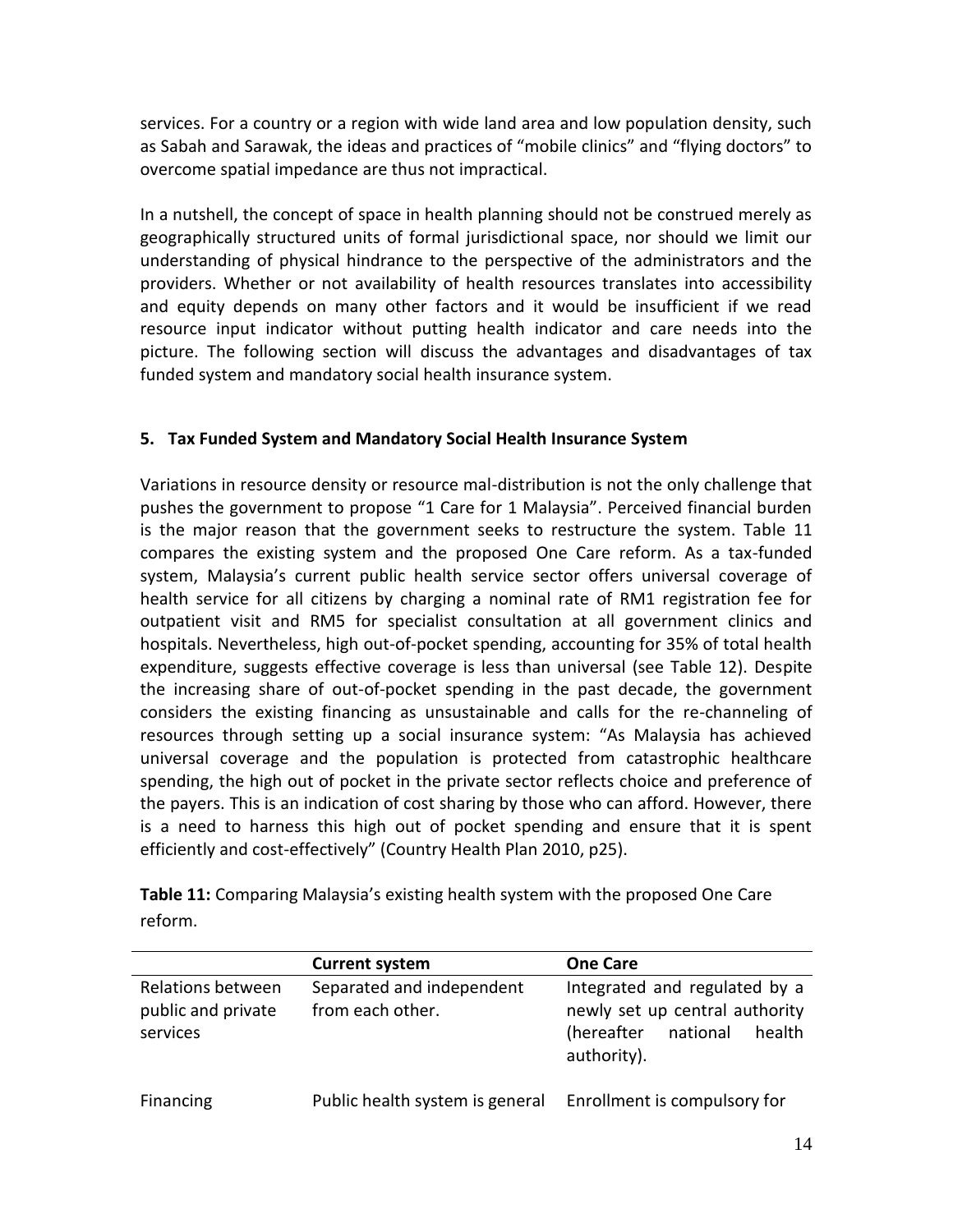services. For a country or a region with wide land area and low population density, such as Sabah and Sarawak, the ideas and practices of "mobile clinics" and "flying doctors" to overcome spatial impedance are thus not impractical.

In a nutshell, the concept of space in health planning should not be construed merely as geographically structured units of formal jurisdictional space, nor should we limit our understanding of physical hindrance to the perspective of the administrators and the providers. Whether or not availability of health resources translates into accessibility and equity depends on many other factors and it would be insufficient if we read resource input indicator without putting health indicator and care needs into the picture. The following section will discuss the advantages and disadvantages of tax funded system and mandatory social health insurance system.

## 5. Tax Funded System and Mandatory Social Health Insurance System

Variations in resource density or resource mal-distribution is not the only challenge that pushes the government to propose "1 Care for 1 Malaysia". Perceived financial burden is the major reason that the government seeks to restructure the system. Table 11 compares the existing system and the proposed One Care reform. As a tax-funded system, Malaysia's current public health service sector offers universal coverage of health service for all citizens by charging a nominal rate of RM1 registration fee for outpatient visit and RM5 for specialist consultation at all government clinics and hospitals. Nevertheless, high out-of-pocket spending, accounting for 35% of total health expenditure, suggests effective coverage is less than universal (see Table 12). Despite the increasing share of out-of-pocket spending in the past decade, the government considers the existing financing as unsustainable and calls for the re-channeling of resources through setting up a social insurance system: "As Malaysia has achieved universal coverage and the population is protected from catastrophic healthcare spending, the high out of pocket in the private sector reflects choice and preference of the payers. This is an indication of cost sharing by those who can afford. However, there is a need to harness this high out of pocket spending and ensure that it is spent efficiently and cost-effectively" (Country Health Plan 2010, p25).

**Table 11:** Comparing Malaysia's existing health system with the proposed One Care reform.

| | **Current system** | **One Care** |
|---|---|---|
| Relations between public and private services | Separated and independent from each other. | Integrated and regulated by a newly set up central authority (hereafter national health authority). |
| Financing | Public health system is general | Enrollment is compulsory for |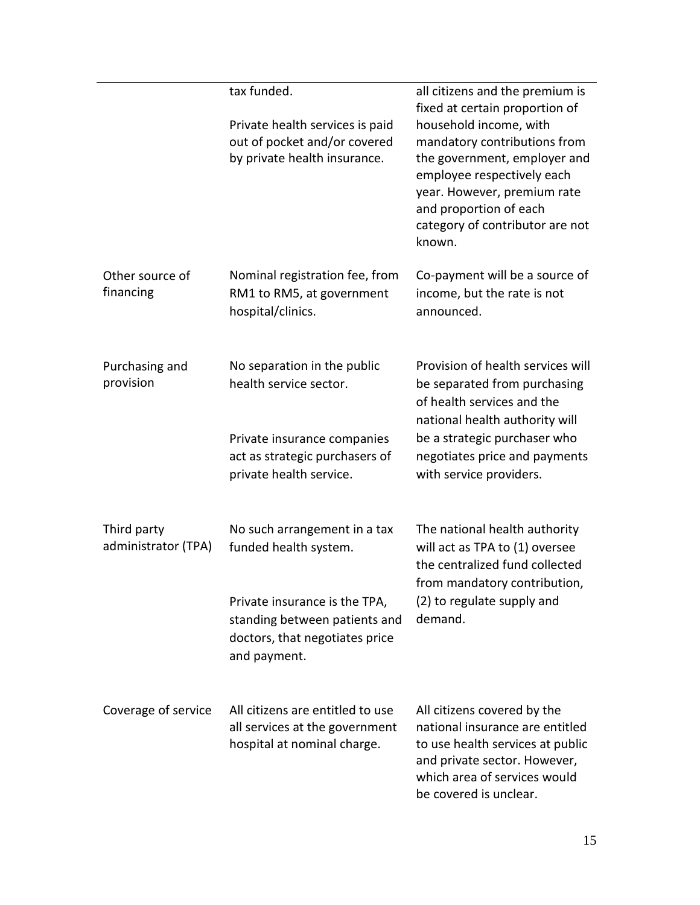|  |  |  |
| --- | --- | --- |
|  | tax funded.<br><br>Private health services is paid out of pocket and/or covered by private health insurance. | all citizens and the premium is fixed at certain proportion of household income, with mandatory contributions from the government, employer and employee respectively each year. However, premium rate and proportion of each category of contributor are not known. |
| Other source of financing | Nominal registration fee, from RM1 to RM5, at government hospital/clinics. | Co-payment will be a source of income, but the rate is not announced. |
| Purchasing and provision | No separation in the public health service sector.<br><br>Private insurance companies act as strategic purchasers of private health service. | Provision of health services will be separated from purchasing of health services and the national health authority will be a strategic purchaser who negotiates price and payments with service providers. |
| Third party administrator (TPA) | No such arrangement in a tax funded health system.<br><br>Private insurance is the TPA, standing between patients and doctors, that negotiates price and payment. | The national health authority will act as TPA to (1) oversee the centralized fund collected from mandatory contribution, (2) to regulate supply and demand. |
| Coverage of service | All citizens are entitled to use all services at the government hospital at nominal charge. | All citizens covered by the national insurance are entitled to use health services at public and private sector. However, which area of services would be covered is unclear. |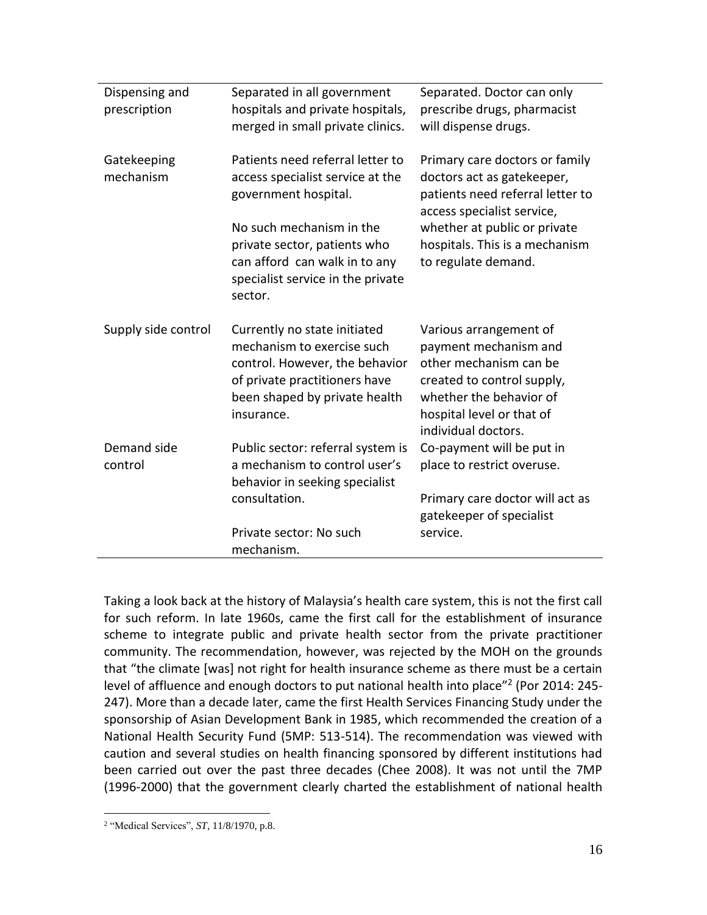| | | |
|---|---|---|
| Dispensing and prescription | Separated in all government hospitals and private hospitals, merged in small private clinics. | Separated. Doctor can only prescribe drugs, pharmacist will dispense drugs. |
| Gatekeeping mechanism | Patients need referral letter to access specialist service at the government hospital.<br><br>No such mechanism in the private sector, patients who can afford can walk in to any specialist service in the private sector. | Primary care doctors or family doctors act as gatekeeper, patients need referral letter to access specialist service, whether at public or private hospitals. This is a mechanism to regulate demand. |
| Supply side control | Currently no state initiated mechanism to exercise such control. However, the behavior of private practitioners have been shaped by private health insurance. | Various arrangement of payment mechanism and other mechanism can be created to control supply, whether the behavior of hospital level or that of individual doctors. |
| Demand side control | Public sector: referral system is a mechanism to control user's behavior in seeking specialist consultation.<br><br>Private sector: No such mechanism. | Co-payment will be put in place to restrict overuse.<br><br>Primary care doctor will act as gatekeeper of specialist service. |

Taking a look back at the history of Malaysia's health care system, this is not the first call for such reform. In late 1960s, came the first call for the establishment of insurance scheme to integrate public and private health sector from the private practitioner community. The recommendation, however, was rejected by the MOH on the grounds that "the climate [was] not right for health insurance scheme as there must be a certain level of affluence and enough doctors to put national health into place"[2] (Por 2014: 245-247). More than a decade later, came the first Health Services Financing Study under the sponsorship of Asian Development Bank in 1985, which recommended the creation of a National Health Security Fund (5MP: 513-514). The recommendation was viewed with caution and several studies on health financing sponsored by different institutions had been carried out over the past three decades (Chee 2008). It was not until the 7MP (1996-2000) that the government clearly charted the establishment of national health

[2] "Medical Services", *ST*, 11/8/1970, p.8.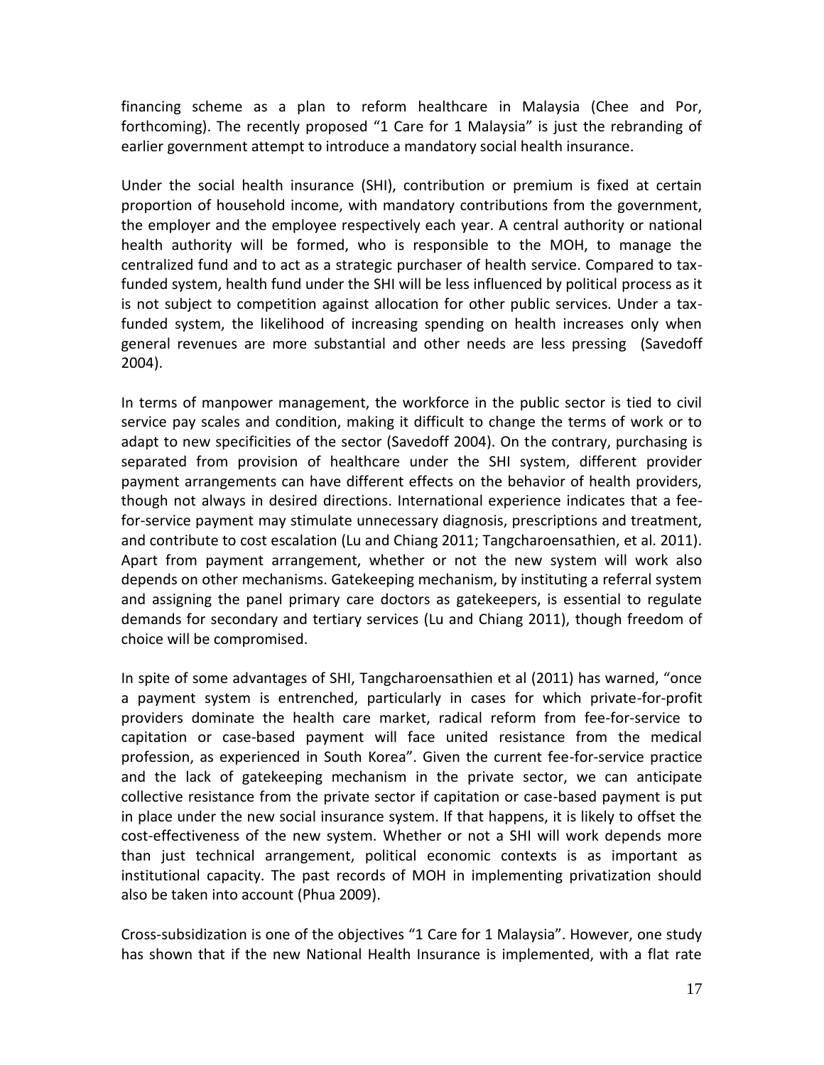financing scheme as a plan to reform healthcare in Malaysia (Chee and Por, forthcoming). The recently proposed "1 Care for 1 Malaysia" is just the rebranding of earlier government attempt to introduce a mandatory social health insurance.

Under the social health insurance (SHI), contribution or premium is fixed at certain proportion of household income, with mandatory contributions from the government, the employer and the employee respectively each year. A central authority or national health authority will be formed, who is responsible to the MOH, to manage the centralized fund and to act as a strategic purchaser of health service. Compared to tax-funded system, health fund under the SHI will be less influenced by political process as it is not subject to competition against allocation for other public services. Under a tax-funded system, the likelihood of increasing spending on health increases only when general revenues are more substantial and other needs are less pressing (Savedoff 2004).

In terms of manpower management, the workforce in the public sector is tied to civil service pay scales and condition, making it difficult to change the terms of work or to adapt to new specificities of the sector (Savedoff 2004). On the contrary, purchasing is separated from provision of healthcare under the SHI system, different provider payment arrangements can have different effects on the behavior of health providers, though not always in desired directions. International experience indicates that a fee-for-service payment may stimulate unnecessary diagnosis, prescriptions and treatment, and contribute to cost escalation (Lu and Chiang 2011; Tangcharoensathien, et al. 2011). Apart from payment arrangement, whether or not the new system will work also depends on other mechanisms. Gatekeeping mechanism, by instituting a referral system and assigning the panel primary care doctors as gatekeepers, is essential to regulate demands for secondary and tertiary services (Lu and Chiang 2011), though freedom of choice will be compromised.

In spite of some advantages of SHI, Tangcharoensathien et al (2011) has warned, "once a payment system is entrenched, particularly in cases for which private-for-profit providers dominate the health care market, radical reform from fee-for-service to capitation or case-based payment will face united resistance from the medical profession, as experienced in South Korea". Given the current fee-for-service practice and the lack of gatekeeping mechanism in the private sector, we can anticipate collective resistance from the private sector if capitation or case-based payment is put in place under the new social insurance system. If that happens, it is likely to offset the cost-effectiveness of the new system. Whether or not a SHI will work depends more than just technical arrangement, political economic contexts is as important as institutional capacity. The past records of MOH in implementing privatization should also be taken into account (Phua 2009).

Cross-subsidization is one of the objectives "1 Care for 1 Malaysia". However, one study has shown that if the new National Health Insurance is implemented, with a flat rate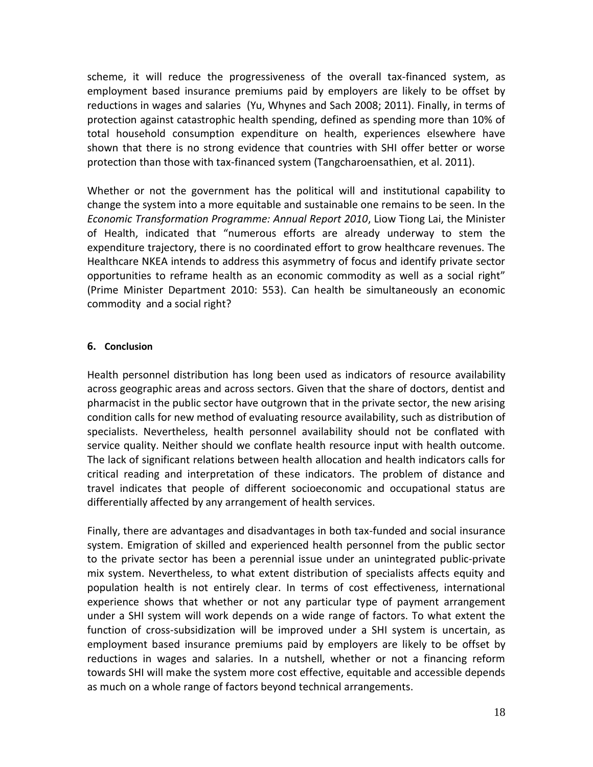scheme, it will reduce the progressiveness of the overall tax-financed system, as employment based insurance premiums paid by employers are likely to be offset by reductions in wages and salaries (Yu, Whynes and Sach 2008; 2011). Finally, in terms of protection against catastrophic health spending, defined as spending more than 10% of total household consumption expenditure on health, experiences elsewhere have shown that there is no strong evidence that countries with SHI offer better or worse protection than those with tax-financed system (Tangcharoensathien, et al. 2011).

Whether or not the government has the political will and institutional capability to change the system into a more equitable and sustainable one remains to be seen. In the *Economic Transformation Programme: Annual Report 2010*, Liow Tiong Lai, the Minister of Health, indicated that "numerous efforts are already underway to stem the expenditure trajectory, there is no coordinated effort to grow healthcare revenues. The Healthcare NKEA intends to address this asymmetry of focus and identify private sector opportunities to reframe health as an economic commodity as well as a social right" (Prime Minister Department 2010: 553). Can health be simultaneously an economic commodity and a social right?

## 6. Conclusion

Health personnel distribution has long been used as indicators of resource availability across geographic areas and across sectors. Given that the share of doctors, dentist and pharmacist in the public sector have outgrown that in the private sector, the new arising condition calls for new method of evaluating resource availability, such as distribution of specialists. Nevertheless, health personnel availability should not be conflated with service quality. Neither should we conflate health resource input with health outcome. The lack of significant relations between health allocation and health indicators calls for critical reading and interpretation of these indicators. The problem of distance and travel indicates that people of different socioeconomic and occupational status are differentially affected by any arrangement of health services.

Finally, there are advantages and disadvantages in both tax-funded and social insurance system. Emigration of skilled and experienced health personnel from the public sector to the private sector has been a perennial issue under an unintegrated public-private mix system. Nevertheless, to what extent distribution of specialists affects equity and population health is not entirely clear. In terms of cost effectiveness, international experience shows that whether or not any particular type of payment arrangement under a SHI system will work depends on a wide range of factors. To what extent the function of cross-subsidization will be improved under a SHI system is uncertain, as employment based insurance premiums paid by employers are likely to be offset by reductions in wages and salaries. In a nutshell, whether or not a financing reform towards SHI will make the system more cost effective, equitable and accessible depends as much on a whole range of factors beyond technical arrangements.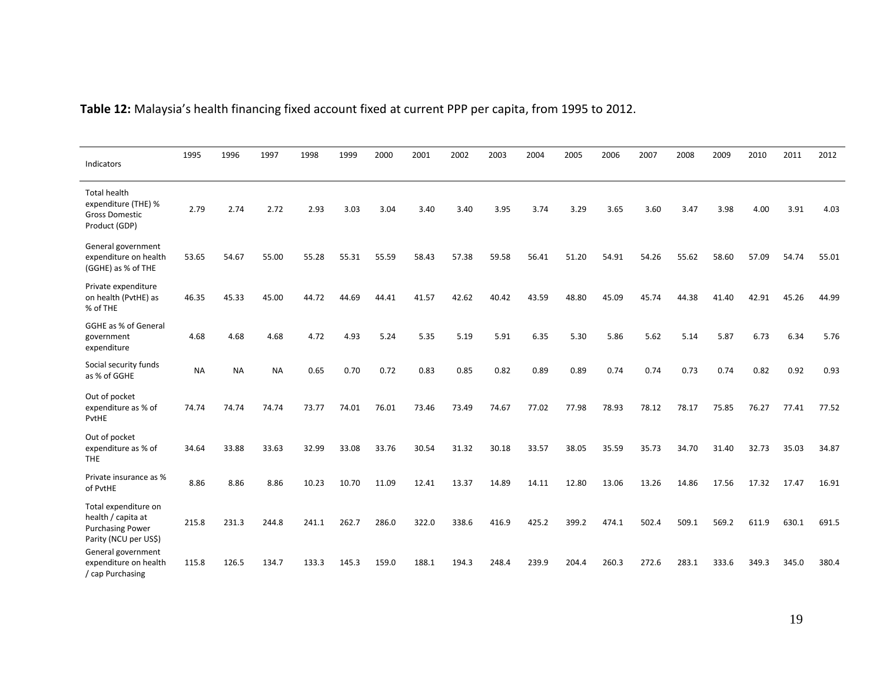**Table 12:** Malaysia's health financing fixed account fixed at current PPP per capita, from 1995 to 2012.

| Indicators | 1995 | 1996 | 1997 | 1998 | 1999 | 2000 | 2001 | 2002 | 2003 | 2004 | 2005 | 2006 | 2007 | 2008 | 2009 | 2010 | 2011 | 2012 |
|---|---|---|---|---|---|---|---|---|---|---|---|---|---|---|---|---|---|---|
| Total health expenditure (THE) % Gross Domestic Product (GDP) | 2.79 | 2.74 | 2.72 | 2.93 | 3.03 | 3.04 | 3.40 | 3.40 | 3.95 | 3.74 | 3.29 | 3.65 | 3.60 | 3.47 | 3.98 | 4.00 | 3.91 | 4.03 |
| General government expenditure on health (GGHE) as % of THE | 53.65 | 54.67 | 55.00 | 55.28 | 55.31 | 55.59 | 58.43 | 57.38 | 59.58 | 56.41 | 51.20 | 54.91 | 54.26 | 55.62 | 58.60 | 57.09 | 54.74 | 55.01 |
| Private expenditure on health (PvtHE) as % of THE | 46.35 | 45.33 | 45.00 | 44.72 | 44.69 | 44.41 | 41.57 | 42.62 | 40.42 | 43.59 | 48.80 | 45.09 | 45.74 | 44.38 | 41.40 | 42.91 | 45.26 | 44.99 |
| GGHE as % of General government expenditure | 4.68 | 4.68 | 4.68 | 4.72 | 4.93 | 5.24 | 5.35 | 5.19 | 5.91 | 6.35 | 5.30 | 5.86 | 5.62 | 5.14 | 5.87 | 6.73 | 6.34 | 5.76 |
| Social security funds as % of GGHE | NA | NA | NA | 0.65 | 0.70 | 0.72 | 0.83 | 0.85 | 0.82 | 0.89 | 0.89 | 0.74 | 0.74 | 0.73 | 0.74 | 0.82 | 0.92 | 0.93 |
| Out of pocket expenditure as % of PvtHE | 74.74 | 74.74 | 74.74 | 73.77 | 74.01 | 76.01 | 73.46 | 73.49 | 74.67 | 77.02 | 77.98 | 78.93 | 78.12 | 78.17 | 75.85 | 76.27 | 77.41 | 77.52 |
| Out of pocket expenditure as % of THE | 34.64 | 33.88 | 33.63 | 32.99 | 33.08 | 33.76 | 30.54 | 31.32 | 30.18 | 33.57 | 38.05 | 35.59 | 35.73 | 34.70 | 31.40 | 32.73 | 35.03 | 34.87 |
| Private insurance as % of PvtHE | 8.86 | 8.86 | 8.86 | 10.23 | 10.70 | 11.09 | 12.41 | 13.37 | 14.89 | 14.11 | 12.80 | 13.06 | 13.26 | 14.86 | 17.56 | 17.32 | 17.47 | 16.91 |
| Total expenditure on health / capita at Purchasing Power Parity (NCU per US$) | 215.8 | 231.3 | 244.8 | 241.1 | 262.7 | 286.0 | 322.0 | 338.6 | 416.9 | 425.2 | 399.2 | 474.1 | 502.4 | 509.1 | 569.2 | 611.9 | 630.1 | 691.5 |
| General government expenditure on health / cap Purchasing | 115.8 | 126.5 | 134.7 | 133.3 | 145.3 | 159.0 | 188.1 | 194.3 | 248.4 | 239.9 | 204.4 | 260.3 | 272.6 | 283.1 | 333.6 | 349.3 | 345.0 | 380.4 |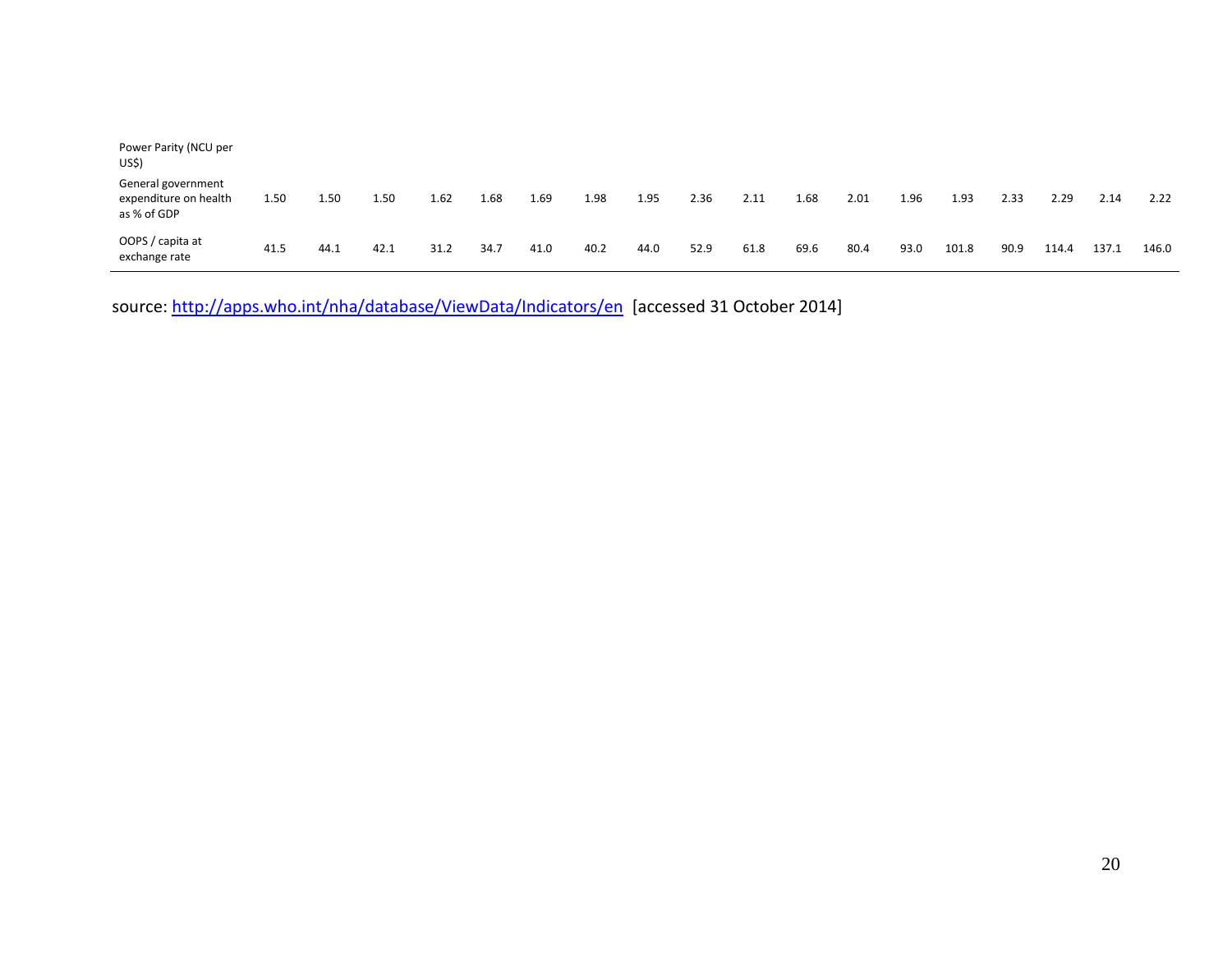| Power Parity (NCU per US$) | | | | | | | | | | | | | | | | | | |
|---|---|---|---|---|---|---|---|---|---|---|---|---|---|---|---|---|---|---|
| General government expenditure on health as % of GDP | 1.50 | 1.50 | 1.50 | 1.62 | 1.68 | 1.69 | 1.98 | 1.95 | 2.36 | 2.11 | 1.68 | 2.01 | 1.96 | 1.93 | 2.33 | 2.29 | 2.14 | 2.22 |
| OOPS / capita at exchange rate | 41.5 | 44.1 | 42.1 | 31.2 | 34.7 | 41.0 | 40.2 | 44.0 | 52.9 | 61.8 | 69.6 | 80.4 | 93.0 | 101.8 | 90.9 | 114.4 | 137.1 | 146.0 |

source: http://apps.who.int/nha/database/ViewData/Indicators/en [accessed 31 October 2014]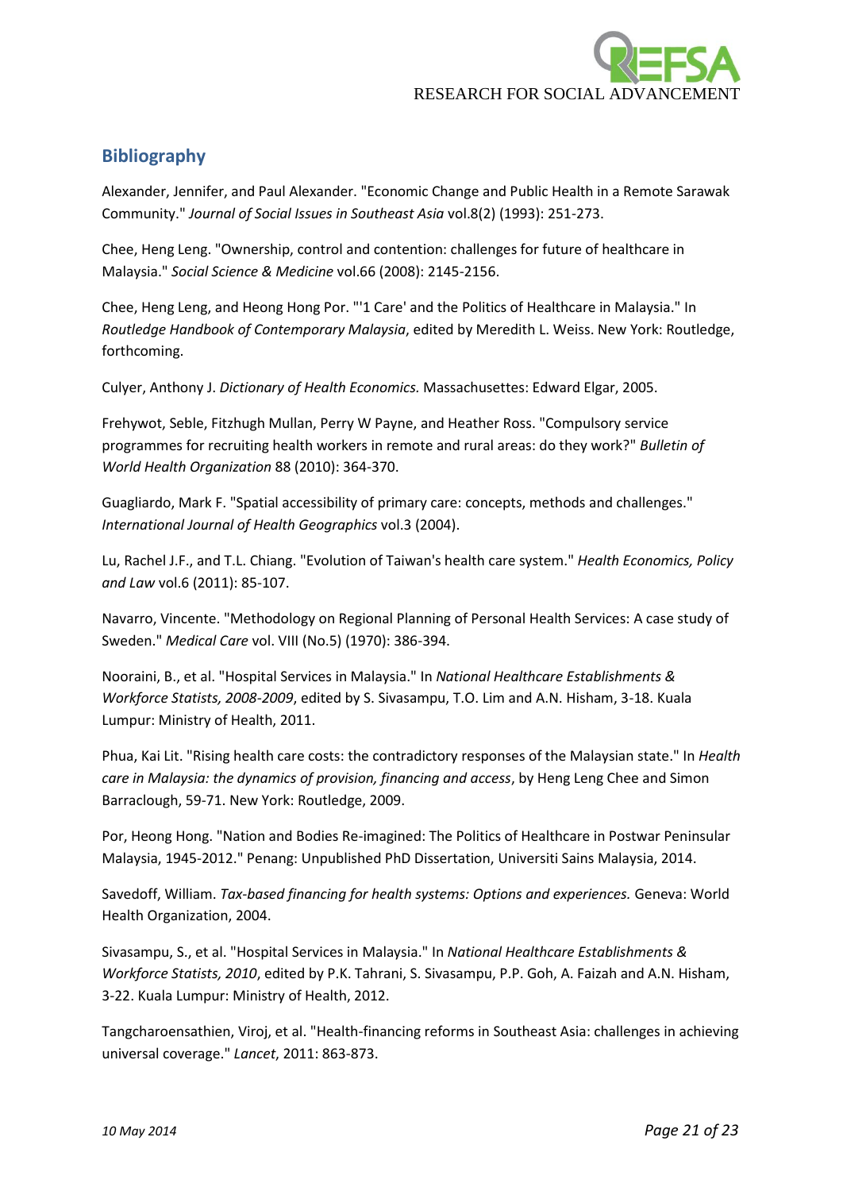## Bibliography

Alexander, Jennifer, and Paul Alexander. "Economic Change and Public Health in a Remote Sarawak Community." *Journal of Social Issues in Southeast Asia* vol.8(2) (1993): 251-273.

Chee, Heng Leng. "Ownership, control and contention: challenges for future of healthcare in Malaysia." *Social Science & Medicine* vol.66 (2008): 2145-2156.

Chee, Heng Leng, and Heong Hong Por. "'1 Care' and the Politics of Healthcare in Malaysia." In *Routledge Handbook of Contemporary Malaysia*, edited by Meredith L. Weiss. New York: Routledge, forthcoming.

Culyer, Anthony J. *Dictionary of Health Economics.* Massachusettes: Edward Elgar, 2005.

Frehywot, Seble, Fitzhugh Mullan, Perry W Payne, and Heather Ross. "Compulsory service programmes for recruiting health workers in remote and rural areas: do they work?" *Bulletin of World Health Organization* 88 (2010): 364-370.

Guagliardo, Mark F. "Spatial accessibility of primary care: concepts, methods and challenges." *International Journal of Health Geographics* vol.3 (2004).

Lu, Rachel J.F., and T.L. Chiang. "Evolution of Taiwan's health care system." *Health Economics, Policy and Law* vol.6 (2011): 85-107.

Navarro, Vincente. "Methodology on Regional Planning of Personal Health Services: A case study of Sweden." *Medical Care* vol. VIII (No.5) (1970): 386-394.

Nooraini, B., et al. "Hospital Services in Malaysia." In *National Healthcare Establishments & Workforce Statists, 2008-2009*, edited by S. Sivasampu, T.O. Lim and A.N. Hisham, 3-18. Kuala Lumpur: Ministry of Health, 2011.

Phua, Kai Lit. "Rising health care costs: the contradictory responses of the Malaysian state." In *Health care in Malaysia: the dynamics of provision, financing and access*, by Heng Leng Chee and Simon Barraclough, 59-71. New York: Routledge, 2009.

Por, Heong Hong. "Nation and Bodies Re-imagined: The Politics of Healthcare in Postwar Peninsular Malaysia, 1945-2012." Penang: Unpublished PhD Dissertation, Universiti Sains Malaysia, 2014.

Savedoff, William. *Tax-based financing for health systems: Options and experiences.* Geneva: World Health Organization, 2004.

Sivasampu, S., et al. "Hospital Services in Malaysia." In *National Healthcare Establishments & Workforce Statists, 2010*, edited by P.K. Tahrani, S. Sivasampu, P.P. Goh, A. Faizah and A.N. Hisham, 3-22. Kuala Lumpur: Ministry of Health, 2012.

Tangcharoensathien, Viroj, et al. "Health-financing reforms in Southeast Asia: challenges in achieving universal coverage." *Lancet*, 2011: 863-873.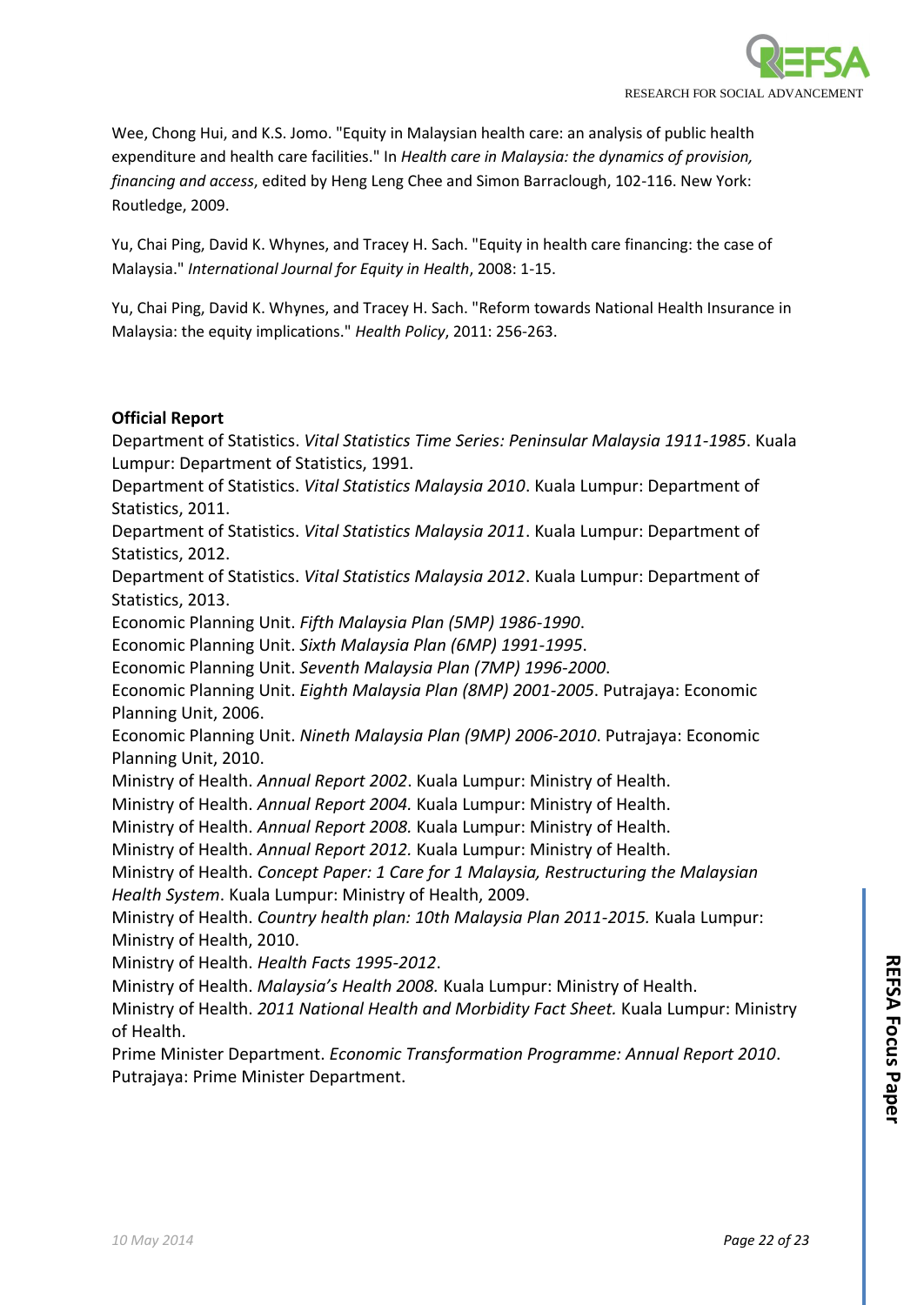Wee, Chong Hui, and K.S. Jomo. "Equity in Malaysian health care: an analysis of public health expenditure and health care facilities." In *Health care in Malaysia: the dynamics of provision, financing and access*, edited by Heng Leng Chee and Simon Barraclough, 102-116. New York: Routledge, 2009.

Yu, Chai Ping, David K. Whynes, and Tracey H. Sach. "Equity in health care financing: the case of Malaysia." *International Journal for Equity in Health*, 2008: 1-15.

Yu, Chai Ping, David K. Whynes, and Tracey H. Sach. "Reform towards National Health Insurance in Malaysia: the equity implications." *Health Policy*, 2011: 256-263.

**Official Report**

Department of Statistics. *Vital Statistics Time Series: Peninsular Malaysia 1911-1985*. Kuala Lumpur: Department of Statistics, 1991.

Department of Statistics. *Vital Statistics Malaysia 2010*. Kuala Lumpur: Department of Statistics, 2011.

Department of Statistics. *Vital Statistics Malaysia 2011*. Kuala Lumpur: Department of Statistics, 2012.

Department of Statistics. *Vital Statistics Malaysia 2012*. Kuala Lumpur: Department of Statistics, 2013.

Economic Planning Unit. *Fifth Malaysia Plan (5MP) 1986-1990*.

Economic Planning Unit. *Sixth Malaysia Plan (6MP) 1991-1995*.

Economic Planning Unit. *Seventh Malaysia Plan (7MP) 1996-2000*.

Economic Planning Unit. *Eighth Malaysia Plan (8MP) 2001-2005*. Putrajaya: Economic Planning Unit, 2006.

Economic Planning Unit. *Nineth Malaysia Plan (9MP) 2006-2010*. Putrajaya: Economic Planning Unit, 2010.

Ministry of Health. *Annual Report 2002*. Kuala Lumpur: Ministry of Health.

Ministry of Health. *Annual Report 2004.* Kuala Lumpur: Ministry of Health.

Ministry of Health. *Annual Report 2008.* Kuala Lumpur: Ministry of Health.

Ministry of Health. *Annual Report 2012.* Kuala Lumpur: Ministry of Health.

Ministry of Health. *Concept Paper: 1 Care for 1 Malaysia, Restructuring the Malaysian Health System*. Kuala Lumpur: Ministry of Health, 2009.

Ministry of Health. *Country health plan: 10th Malaysia Plan 2011-2015.* Kuala Lumpur: Ministry of Health, 2010.

Ministry of Health. *Health Facts 1995-2012*.

Ministry of Health. *Malaysia's Health 2008.* Kuala Lumpur: Ministry of Health.

Ministry of Health. *2011 National Health and Morbidity Fact Sheet.* Kuala Lumpur: Ministry of Health.

Prime Minister Department. *Economic Transformation Programme: Annual Report 2010*. Putrajaya: Prime Minister Department.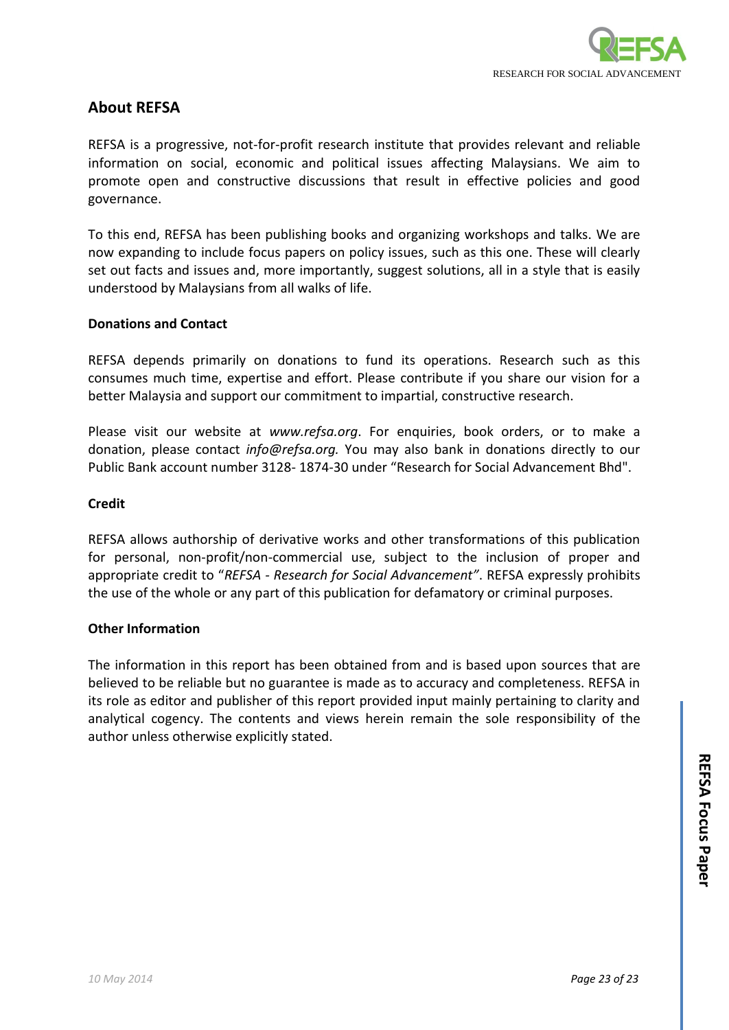## About REFSA

REFSA is a progressive, not-for-profit research institute that provides relevant and reliable information on social, economic and political issues affecting Malaysians. We aim to promote open and constructive discussions that result in effective policies and good governance.

To this end, REFSA has been publishing books and organizing workshops and talks. We are now expanding to include focus papers on policy issues, such as this one. These will clearly set out facts and issues and, more importantly, suggest solutions, all in a style that is easily understood by Malaysians from all walks of life.

### Donations and Contact

REFSA depends primarily on donations to fund its operations. Research such as this consumes much time, expertise and effort. Please contribute if you share our vision for a better Malaysia and support our commitment to impartial, constructive research.

Please visit our website at *www.refsa.org*. For enquiries, book orders, or to make a donation, please contact *info@refsa.org.* You may also bank in donations directly to our Public Bank account number 3128- 1874-30 under "Research for Social Advancement Bhd".

### Credit

REFSA allows authorship of derivative works and other transformations of this publication for personal, non-profit/non-commercial use, subject to the inclusion of proper and appropriate credit to "*REFSA - Research for Social Advancement"*. REFSA expressly prohibits the use of the whole or any part of this publication for defamatory or criminal purposes.

### Other Information

The information in this report has been obtained from and is based upon sources that are believed to be reliable but no guarantee is made as to accuracy and completeness. REFSA in its role as editor and publisher of this report provided input mainly pertaining to clarity and analytical cogency. The contents and views herein remain the sole responsibility of the author unless otherwise explicitly stated.